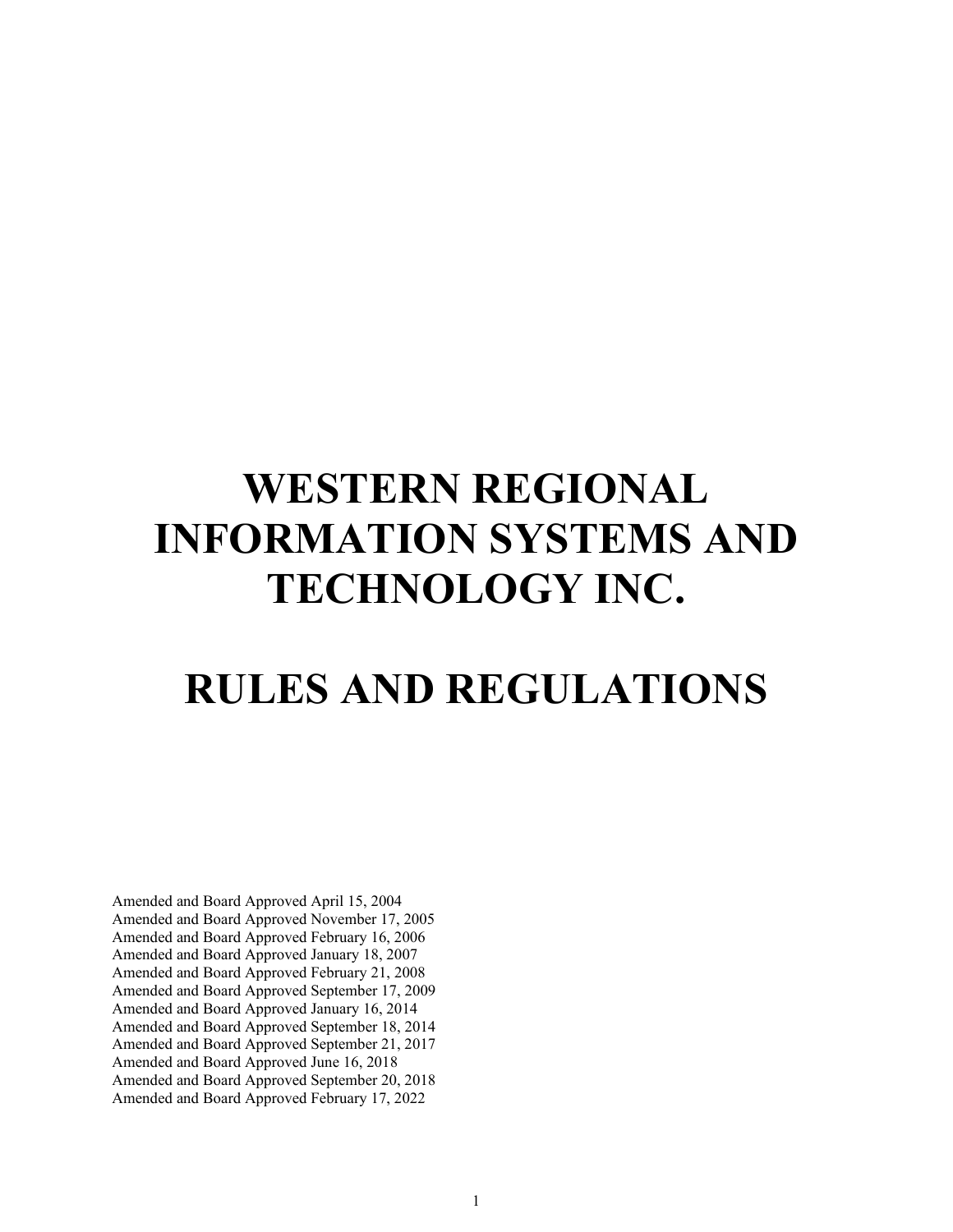# WESTERN REGIONAL INFORMATION SYSTEMS AND TECHNOLOGY INC.

# RULES AND REGULATIONS

Amended and Board Approved April 15, 2004
Amended and Board Approved November 17, 2005
Amended and Board Approved February 16, 2006
Amended and Board Approved January 18, 2007
Amended and Board Approved February 21, 2008
Amended and Board Approved September 17, 2009
Amended and Board Approved January 16, 2014
Amended and Board Approved September 18, 2014
Amended and Board Approved September 21, 2017
Amended and Board Approved June 16, 2018
Amended and Board Approved September 20, 2018
Amended and Board Approved February 17, 2022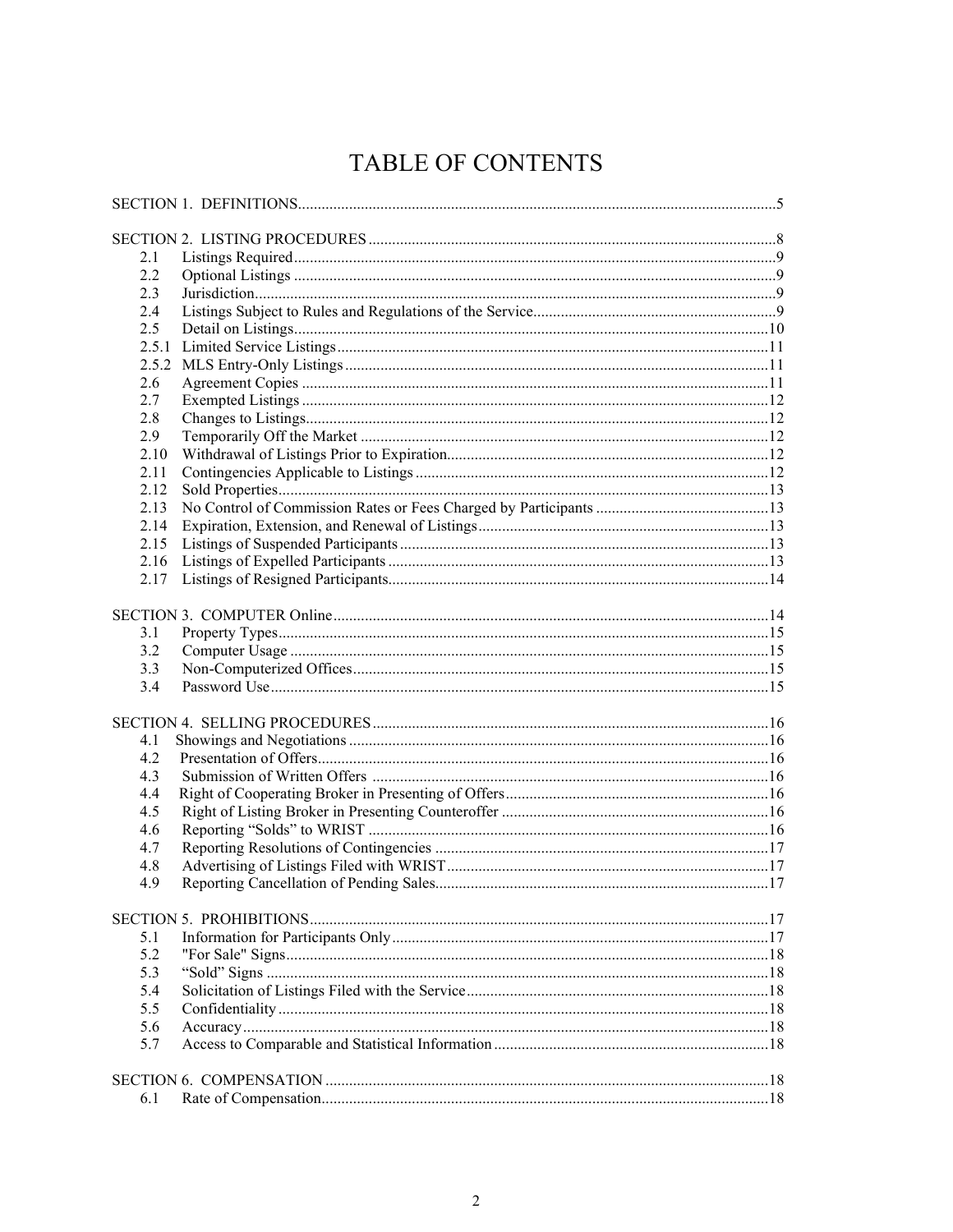# TABLE OF CONTENTS

| | | |
|---|---|---|
| SECTION 1. DEFINITIONS | | 5 |
| SECTION 2. LISTING PROCEDURES | | 8 |
| 2.1 | Listings Required | 9 |
| 2.2 | Optional Listings | 9 |
| 2.3 | Jurisdiction | 9 |
| 2.4 | Listings Subject to Rules and Regulations of the Service | 9 |
| 2.5 | Detail on Listings | 10 |
| 2.5.1 | Limited Service Listings | 11 |
| 2.5.2 | MLS Entry-Only Listings | 11 |
| 2.6 | Agreement Copies | 11 |
| 2.7 | Exempted Listings | 12 |
| 2.8 | Changes to Listings | 12 |
| 2.9 | Temporarily Off the Market | 12 |
| 2.10 | Withdrawal of Listings Prior to Expiration | 12 |
| 2.11 | Contingencies Applicable to Listings | 12 |
| 2.12 | Sold Properties | 13 |
| 2.13 | No Control of Commission Rates or Fees Charged by Participants | 13 |
| 2.14 | Expiration, Extension, and Renewal of Listings | 13 |
| 2.15 | Listings of Suspended Participants | 13 |
| 2.16 | Listings of Expelled Participants | 13 |
| 2.17 | Listings of Resigned Participants | 14 |
| SECTION 3. COMPUTER Online | | 14 |
| 3.1 | Property Types | 15 |
| 3.2 | Computer Usage | 15 |
| 3.3 | Non-Computerized Offices | 15 |
| 3.4 | Password Use | 15 |
| SECTION 4. SELLING PROCEDURES | | 16 |
| 4.1 | Showings and Negotiations | 16 |
| 4.2 | Presentation of Offers | 16 |
| 4.3 | Submission of Written Offers | 16 |
| 4.4 | Right of Cooperating Broker in Presenting of Offers | 16 |
| 4.5 | Right of Listing Broker in Presenting Counteroffer | 16 |
| 4.6 | Reporting "Solds" to WRIST | 16 |
| 4.7 | Reporting Resolutions of Contingencies | 17 |
| 4.8 | Advertising of Listings Filed with WRIST | 17 |
| 4.9 | Reporting Cancellation of Pending Sales | 17 |
| SECTION 5. PROHIBITIONS | | 17 |
| 5.1 | Information for Participants Only | 17 |
| 5.2 | "For Sale" Signs | 18 |
| 5.3 | "Sold" Signs | 18 |
| 5.4 | Solicitation of Listings Filed with the Service | 18 |
| 5.5 | Confidentiality | 18 |
| 5.6 | Accuracy | 18 |
| 5.7 | Access to Comparable and Statistical Information | 18 |
| SECTION 6. COMPENSATION | | 18 |
| 6.1 | Rate of Compensation | 18 |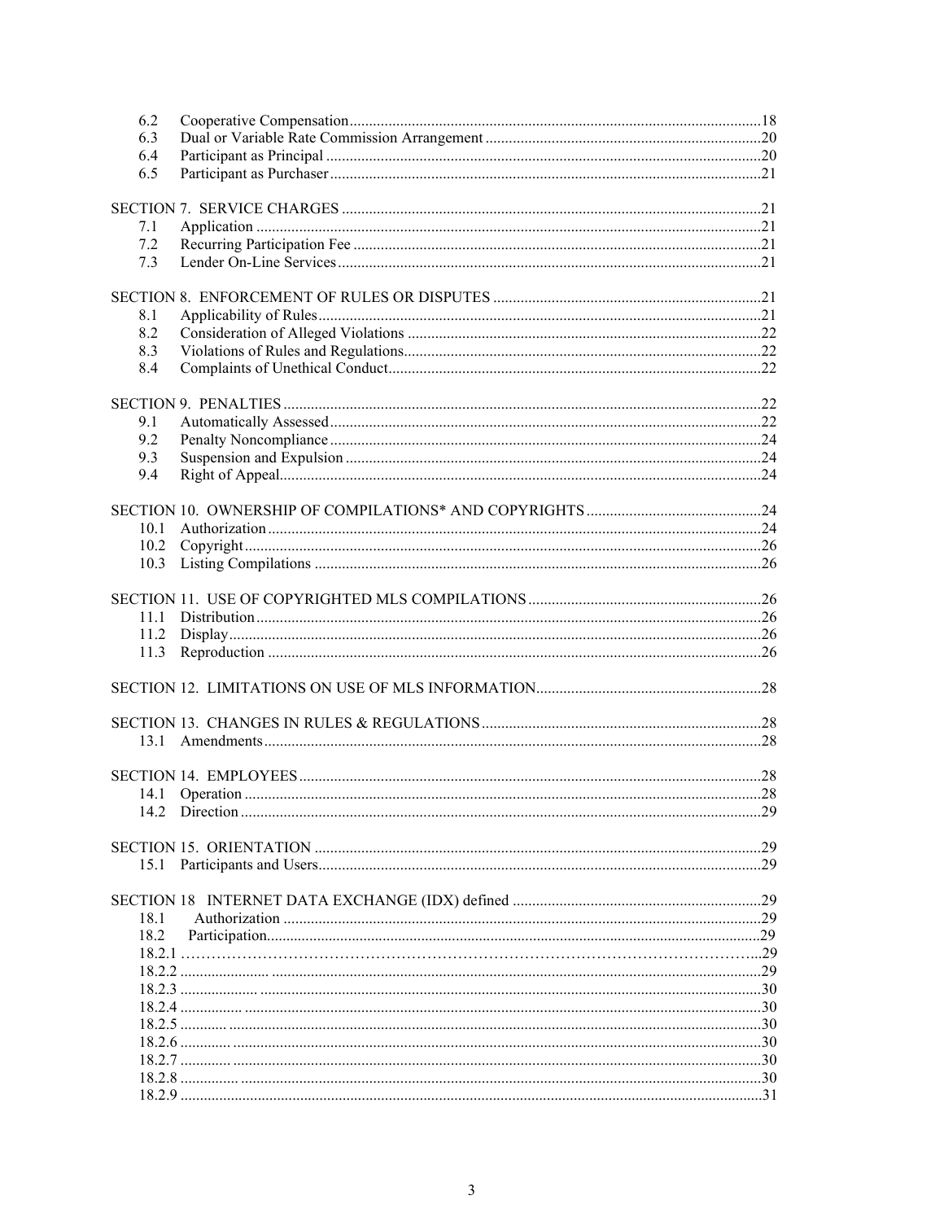6.2 Cooperative Compensation .....18
6.3 Dual or Variable Rate Commission Arrangement .....20
6.4 Participant as Principal .....20
6.5 Participant as Purchaser .....21

SECTION 7. SERVICE CHARGES .....21
7.1 Application .....21
7.2 Recurring Participation Fee .....21
7.3 Lender On-Line Services .....21

SECTION 8. ENFORCEMENT OF RULES OR DISPUTES .....21
8.1 Applicability of Rules .....21
8.2 Consideration of Alleged Violations .....22
8.3 Violations of Rules and Regulations .....22
8.4 Complaints of Unethical Conduct .....22

SECTION 9. PENALTIES .....22
9.1 Automatically Assessed .....22
9.2 Penalty Noncompliance .....24
9.3 Suspension and Expulsion .....24
9.4 Right of Appeal .....24

SECTION 10. OWNERSHIP OF COMPILATIONS* AND COPYRIGHTS .....24
10.1 Authorization .....24
10.2 Copyright .....26
10.3 Listing Compilations .....26

SECTION 11. USE OF COPYRIGHTED MLS COMPILATIONS .....26
11.1 Distribution .....26
11.2 Display .....26
11.3 Reproduction .....26

SECTION 12. LIMITATIONS ON USE OF MLS INFORMATION .....28

SECTION 13. CHANGES IN RULES & REGULATIONS .....28
13.1 Amendments .....28

SECTION 14. EMPLOYEES .....28
14.1 Operation .....28
14.2 Direction .....29

SECTION 15. ORIENTATION .....29
15.1 Participants and Users .....29

SECTION 18 INTERNET DATA EXCHANGE (IDX) defined .....29
18.1 Authorization .....29
18.2 Participation .....29
18.2.1 .....29
18.2.2 .....29
18.2.3 .....30
18.2.4 .....30
18.2.5 .....30
18.2.6 .....30
18.2.7 .....30
18.2.8 .....30
18.2.9 .....31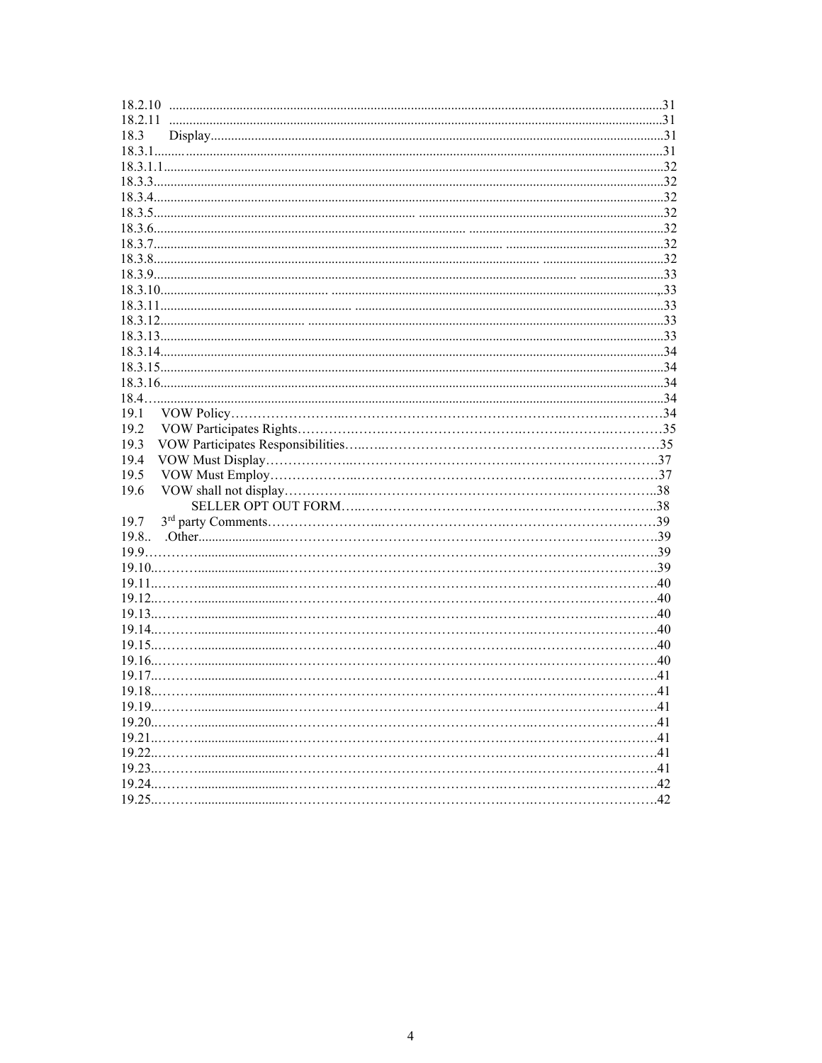18.2.10 .....31
18.2.11 .....31
18.3 Display.....31
18.3.1.....31
18.3.1.1.....32
18.3.3.....32
18.3.4.....32
18.3.5.....32
18.3.6.....32
18.3.7.....32
18.3.8.....32
18.3.9.....33
18.3.10.....,33
18.3.11.....33
18.3.12.....33
18.3.13.....33
18.3.14.....34
18.3.15.....34
18.3.16.....34
18.4.....34
19.1 VOW Policy.....34
19.2 VOW Participates Rights.....35
19.3 VOW Participates Responsibilities.....35
19.4 VOW Must Display.....37
19.5 VOW Must Employ.....37
19.6 VOW shall not display.....38
SELLER OPT OUT FORM.....38
19.7 3rd party Comments.....39
19.8.. .Other.....39
19.9.....39
19.10.....39
19.11.....40
19.12.....40
19.13.....40
19.14.....40
19.15.....40
19.16.....40
19.17.....41
19.18.....41
19.19.....41
19.20.....41
19.21.....41
19.22.....41
19.23.....41
19.24.....42
19.25.....42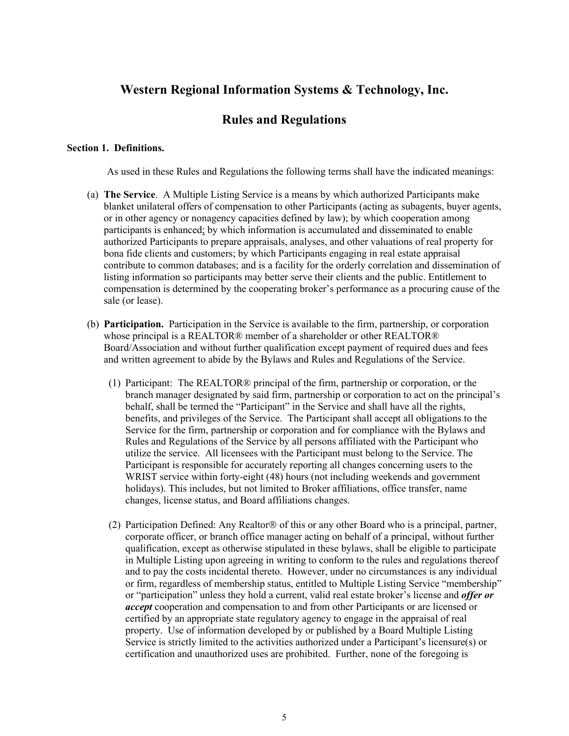# Western Regional Information Systems & Technology, Inc.

# Rules and Regulations

**Section 1. Definitions.**

As used in these Rules and Regulations the following terms shall have the indicated meanings:

(a) **The Service**. A Multiple Listing Service is a means by which authorized Participants make blanket unilateral offers of compensation to other Participants (acting as subagents, buyer agents, or in other agency or nonagency capacities defined by law); by which cooperation among participants is enhanced; by which information is accumulated and disseminated to enable authorized Participants to prepare appraisals, analyses, and other valuations of real property for bona fide clients and customers; by which Participants engaging in real estate appraisal contribute to common databases; and is a facility for the orderly correlation and dissemination of listing information so participants may better serve their clients and the public. Entitlement to compensation is determined by the cooperating broker's performance as a procuring cause of the sale (or lease).

(b) **Participation.** Participation in the Service is available to the firm, partnership, or corporation whose principal is a REALTOR® member of a shareholder or other REALTOR® Board/Association and without further qualification except payment of required dues and fees and written agreement to abide by the Bylaws and Rules and Regulations of the Service.

(1) Participant: The REALTOR® principal of the firm, partnership or corporation, or the branch manager designated by said firm, partnership or corporation to act on the principal's behalf, shall be termed the "Participant" in the Service and shall have all the rights, benefits, and privileges of the Service. The Participant shall accept all obligations to the Service for the firm, partnership or corporation and for compliance with the Bylaws and Rules and Regulations of the Service by all persons affiliated with the Participant who utilize the service. All licensees with the Participant must belong to the Service. The Participant is responsible for accurately reporting all changes concerning users to the WRIST service within forty-eight (48) hours (not including weekends and government holidays). This includes, but not limited to Broker affiliations, office transfer, name changes, license status, and Board affiliations changes.

(2) Participation Defined: Any Realtor® of this or any other Board who is a principal, partner, corporate officer, or branch office manager acting on behalf of a principal, without further qualification, except as otherwise stipulated in these bylaws, shall be eligible to participate in Multiple Listing upon agreeing in writing to conform to the rules and regulations thereof and to pay the costs incidental thereto. However, under no circumstances is any individual or firm, regardless of membership status, entitled to Multiple Listing Service "membership" or "participation" unless they hold a current, valid real estate broker's license and ***offer or accept*** cooperation and compensation to and from other Participants or are licensed or certified by an appropriate state regulatory agency to engage in the appraisal of real property. Use of information developed by or published by a Board Multiple Listing Service is strictly limited to the activities authorized under a Participant's licensure(s) or certification and unauthorized uses are prohibited. Further, none of the foregoing is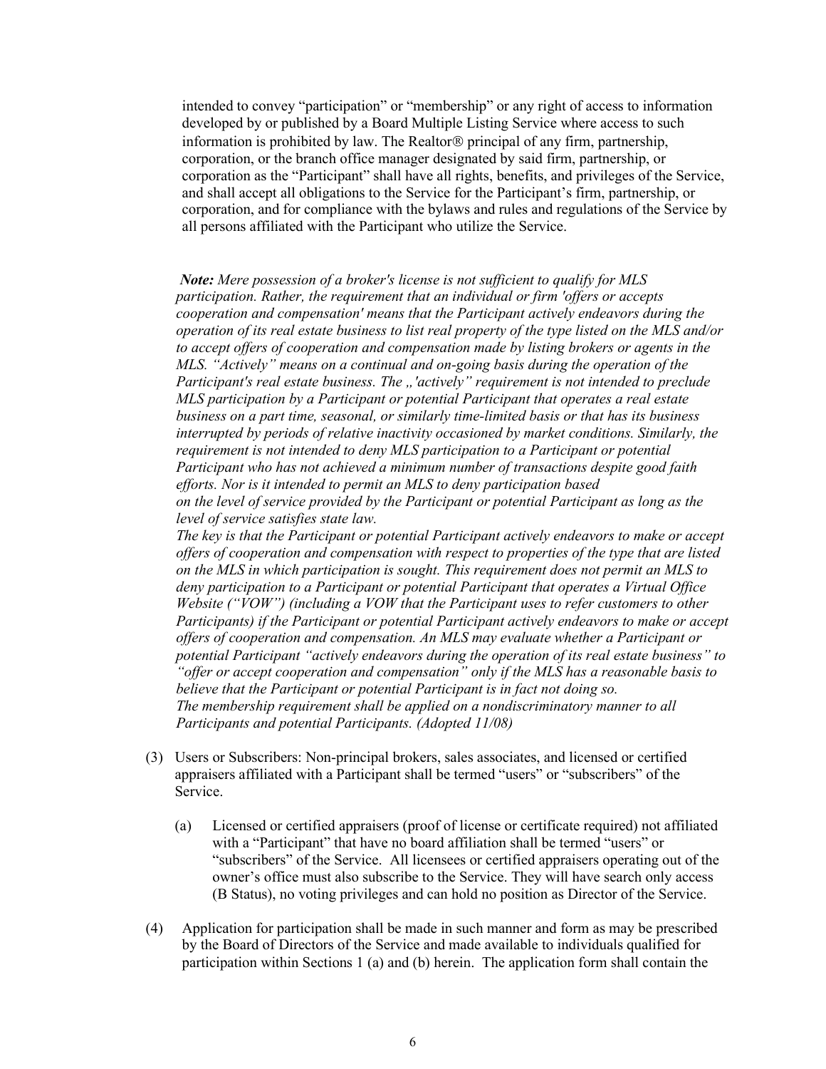intended to convey "participation" or "membership" or any right of access to information developed by or published by a Board Multiple Listing Service where access to such information is prohibited by law. The Realtor® principal of any firm, partnership, corporation, or the branch office manager designated by said firm, partnership, or corporation as the "Participant" shall have all rights, benefits, and privileges of the Service, and shall accept all obligations to the Service for the Participant's firm, partnership, or corporation, and for compliance with the bylaws and rules and regulations of the Service by all persons affiliated with the Participant who utilize the Service.

***Note:*** *Mere possession of a broker's license is not sufficient to qualify for MLS participation. Rather, the requirement that an individual or firm 'offers or accepts cooperation and compensation' means that the Participant actively endeavors during the operation of its real estate business to list real property of the type listed on the MLS and/or to accept offers of cooperation and compensation made by listing brokers or agents in the MLS. "Actively" means on a continual and on-going basis during the operation of the Participant's real estate business. The „'actively" requirement is not intended to preclude MLS participation by a Participant or potential Participant that operates a real estate business on a part time, seasonal, or similarly time-limited basis or that has its business interrupted by periods of relative inactivity occasioned by market conditions. Similarly, the requirement is not intended to deny MLS participation to a Participant or potential Participant who has not achieved a minimum number of transactions despite good faith efforts. Nor is it intended to permit an MLS to deny participation based on the level of service provided by the Participant or potential Participant as long as the level of service satisfies state law.*

*The key is that the Participant or potential Participant actively endeavors to make or accept offers of cooperation and compensation with respect to properties of the type that are listed on the MLS in which participation is sought. This requirement does not permit an MLS to deny participation to a Participant or potential Participant that operates a Virtual Office Website ("VOW") (including a VOW that the Participant uses to refer customers to other Participants) if the Participant or potential Participant actively endeavors to make or accept offers of cooperation and compensation. An MLS may evaluate whether a Participant or potential Participant "actively endeavors during the operation of its real estate business" to "offer or accept cooperation and compensation" only if the MLS has a reasonable basis to believe that the Participant or potential Participant is in fact not doing so.*

*The membership requirement shall be applied on a nondiscriminatory manner to all Participants and potential Participants. (Adopted 11/08)*

(3) Users or Subscribers: Non-principal brokers, sales associates, and licensed or certified appraisers affiliated with a Participant shall be termed "users" or "subscribers" of the Service.

   (a) Licensed or certified appraisers (proof of license or certificate required) not affiliated with a "Participant" that have no board affiliation shall be termed "users" or "subscribers" of the Service. All licensees or certified appraisers operating out of the owner's office must also subscribe to the Service. They will have search only access (B Status), no voting privileges and can hold no position as Director of the Service.

(4) Application for participation shall be made in such manner and form as may be prescribed by the Board of Directors of the Service and made available to individuals qualified for participation within Sections 1 (a) and (b) herein. The application form shall contain the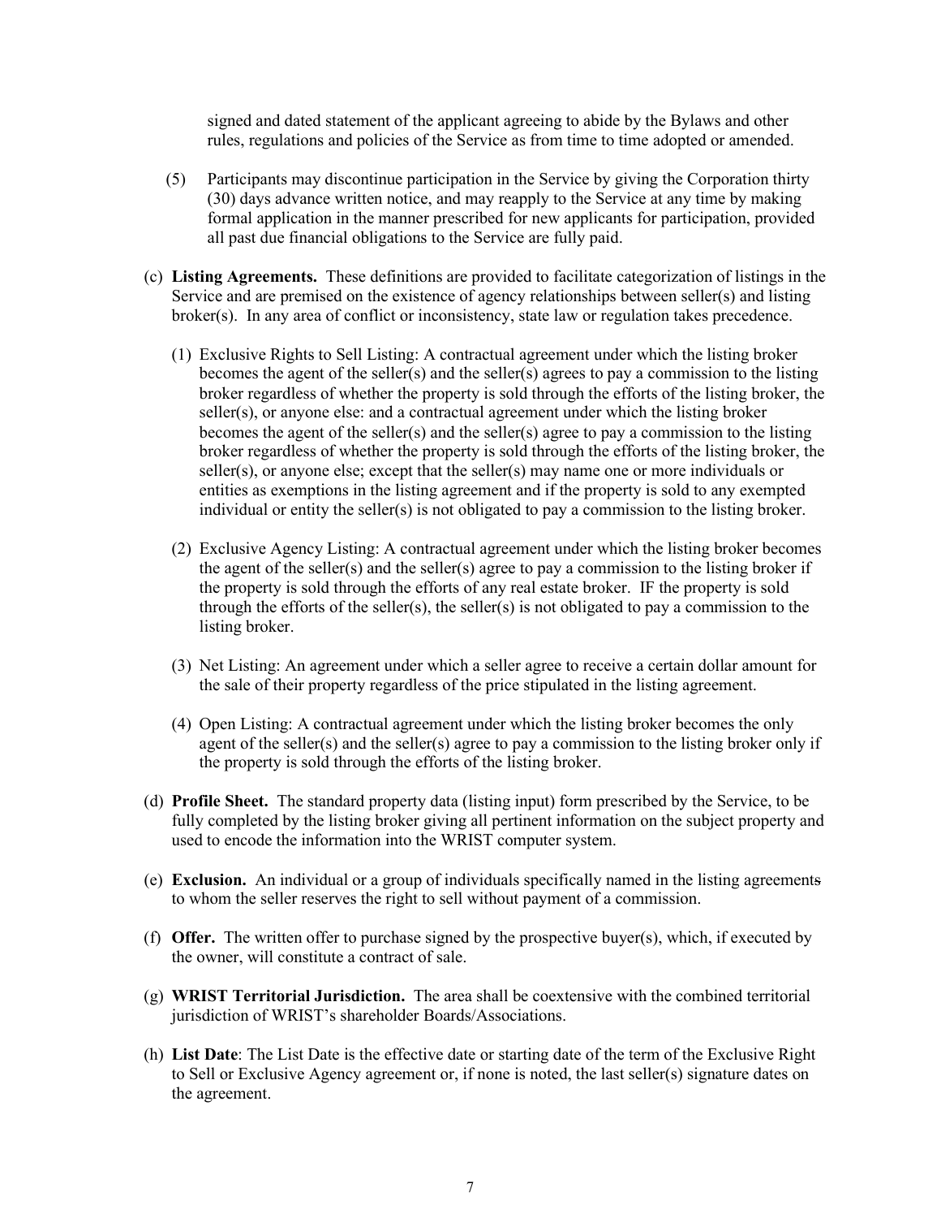signed and dated statement of the applicant agreeing to abide by the Bylaws and other rules, regulations and policies of the Service as from time to time adopted or amended.

(5) Participants may discontinue participation in the Service by giving the Corporation thirty (30) days advance written notice, and may reapply to the Service at any time by making formal application in the manner prescribed for new applicants for participation, provided all past due financial obligations to the Service are fully paid.

(c) **Listing Agreements.** These definitions are provided to facilitate categorization of listings in the Service and are premised on the existence of agency relationships between seller(s) and listing broker(s). In any area of conflict or inconsistency, state law or regulation takes precedence.

(1) Exclusive Rights to Sell Listing: A contractual agreement under which the listing broker becomes the agent of the seller(s) and the seller(s) agrees to pay a commission to the listing broker regardless of whether the property is sold through the efforts of the listing broker, the seller(s), or anyone else: and a contractual agreement under which the listing broker becomes the agent of the seller(s) and the seller(s) agree to pay a commission to the listing broker regardless of whether the property is sold through the efforts of the listing broker, the seller(s), or anyone else; except that the seller(s) may name one or more individuals or entities as exemptions in the listing agreement and if the property is sold to any exempted individual or entity the seller(s) is not obligated to pay a commission to the listing broker.

(2) Exclusive Agency Listing: A contractual agreement under which the listing broker becomes the agent of the seller(s) and the seller(s) agree to pay a commission to the listing broker if the property is sold through the efforts of any real estate broker. IF the property is sold through the efforts of the seller(s), the seller(s) is not obligated to pay a commission to the listing broker.

(3) Net Listing: An agreement under which a seller agree to receive a certain dollar amount for the sale of their property regardless of the price stipulated in the listing agreement.

(4) Open Listing: A contractual agreement under which the listing broker becomes the only agent of the seller(s) and the seller(s) agree to pay a commission to the listing broker only if the property is sold through the efforts of the listing broker.

(d) **Profile Sheet.** The standard property data (listing input) form prescribed by the Service, to be fully completed by the listing broker giving all pertinent information on the subject property and used to encode the information into the WRIST computer system.

(e) **Exclusion.** An individual or a group of individuals specifically named in the listing agreements to whom the seller reserves the right to sell without payment of a commission.

(f) **Offer.** The written offer to purchase signed by the prospective buyer(s), which, if executed by the owner, will constitute a contract of sale.

(g) **WRIST Territorial Jurisdiction.** The area shall be coextensive with the combined territorial jurisdiction of WRIST's shareholder Boards/Associations.

(h) **List Date**: The List Date is the effective date or starting date of the term of the Exclusive Right to Sell or Exclusive Agency agreement or, if none is noted, the last seller(s) signature dates on the agreement.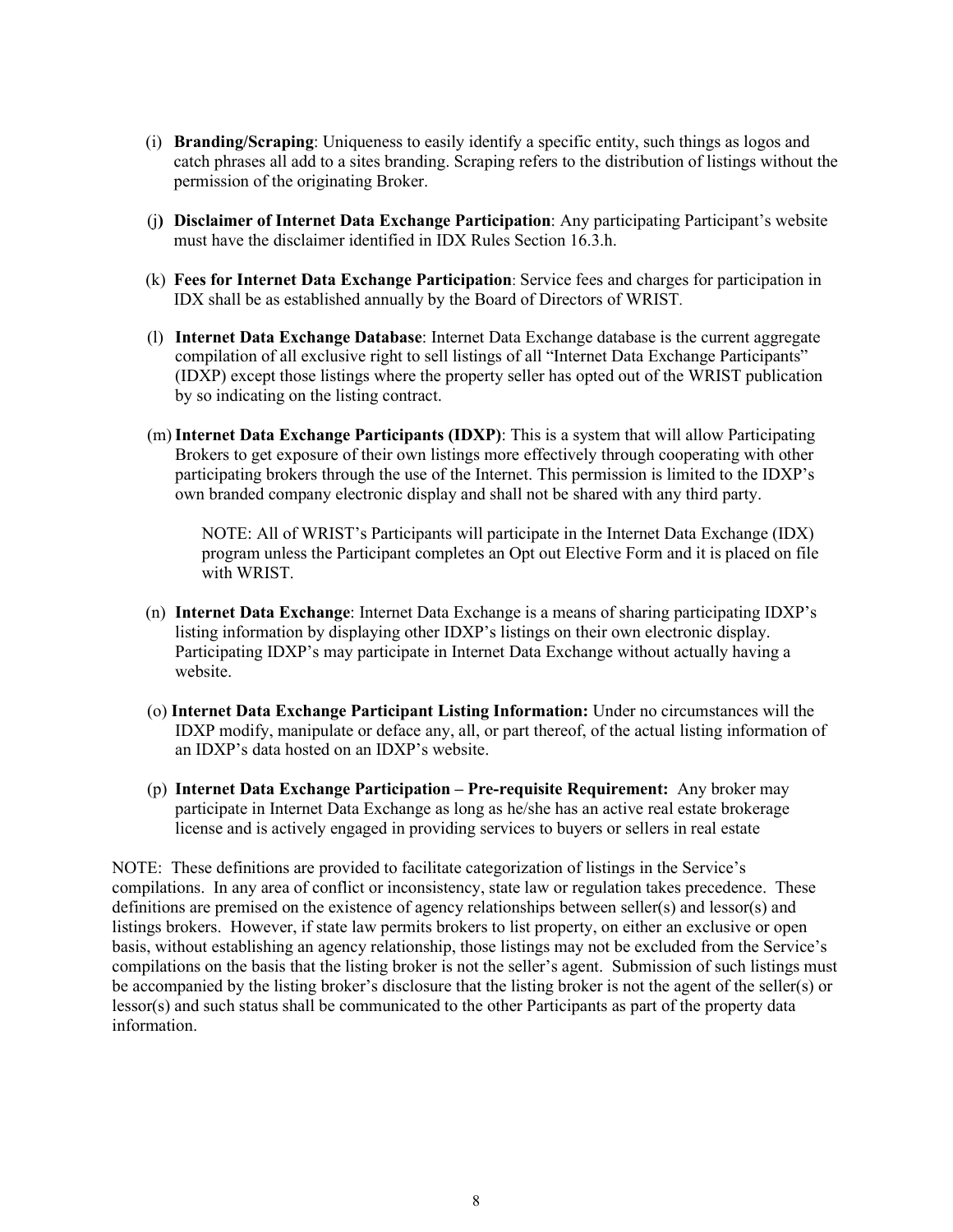(i) **Branding/Scraping**: Uniqueness to easily identify a specific entity, such things as logos and catch phrases all add to a sites branding. Scraping refers to the distribution of listings without the permission of the originating Broker.

(j) **Disclaimer of Internet Data Exchange Participation**: Any participating Participant's website must have the disclaimer identified in IDX Rules Section 16.3.h.

(k) **Fees for Internet Data Exchange Participation**: Service fees and charges for participation in IDX shall be as established annually by the Board of Directors of WRIST.

(l) **Internet Data Exchange Database**: Internet Data Exchange database is the current aggregate compilation of all exclusive right to sell listings of all "Internet Data Exchange Participants" (IDXP) except those listings where the property seller has opted out of the WRIST publication by so indicating on the listing contract.

(m) **Internet Data Exchange Participants (IDXP)**: This is a system that will allow Participating Brokers to get exposure of their own listings more effectively through cooperating with other participating brokers through the use of the Internet. This permission is limited to the IDXP's own branded company electronic display and shall not be shared with any third party.

NOTE: All of WRIST's Participants will participate in the Internet Data Exchange (IDX) program unless the Participant completes an Opt out Elective Form and it is placed on file with WRIST.

(n) **Internet Data Exchange**: Internet Data Exchange is a means of sharing participating IDXP's listing information by displaying other IDXP's listings on their own electronic display. Participating IDXP's may participate in Internet Data Exchange without actually having a website.

(o) **Internet Data Exchange Participant Listing Information:** Under no circumstances will the IDXP modify, manipulate or deface any, all, or part thereof, of the actual listing information of an IDXP's data hosted on an IDXP's website.

(p) **Internet Data Exchange Participation – Pre-requisite Requirement:** Any broker may participate in Internet Data Exchange as long as he/she has an active real estate brokerage license and is actively engaged in providing services to buyers or sellers in real estate

NOTE: These definitions are provided to facilitate categorization of listings in the Service's compilations. In any area of conflict or inconsistency, state law or regulation takes precedence. These definitions are premised on the existence of agency relationships between seller(s) and lessor(s) and listings brokers. However, if state law permits brokers to list property, on either an exclusive or open basis, without establishing an agency relationship, those listings may not be excluded from the Service's compilations on the basis that the listing broker is not the seller's agent. Submission of such listings must be accompanied by the listing broker's disclosure that the listing broker is not the agent of the seller(s) or lessor(s) and such status shall be communicated to the other Participants as part of the property data information.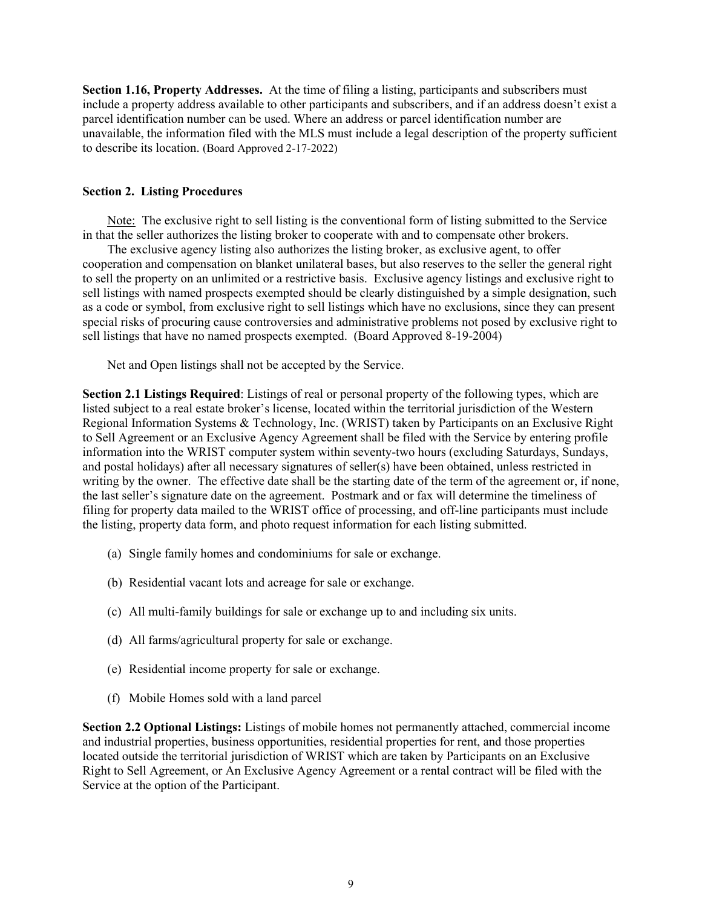**Section 1.16, Property Addresses.** At the time of filing a listing, participants and subscribers must include a property address available to other participants and subscribers, and if an address doesn't exist a parcel identification number can be used. Where an address or parcel identification number are unavailable, the information filed with the MLS must include a legal description of the property sufficient to describe its location. (Board Approved 2-17-2022)

### Section 2. Listing Procedures

Note: The exclusive right to sell listing is the conventional form of listing submitted to the Service in that the seller authorizes the listing broker to cooperate with and to compensate other brokers.

The exclusive agency listing also authorizes the listing broker, as exclusive agent, to offer cooperation and compensation on blanket unilateral bases, but also reserves to the seller the general right to sell the property on an unlimited or a restrictive basis. Exclusive agency listings and exclusive right to sell listings with named prospects exempted should be clearly distinguished by a simple designation, such as a code or symbol, from exclusive right to sell listings which have no exclusions, since they can present special risks of procuring cause controversies and administrative problems not posed by exclusive right to sell listings that have no named prospects exempted. (Board Approved 8-19-2004)

Net and Open listings shall not be accepted by the Service.

**Section 2.1 Listings Required**: Listings of real or personal property of the following types, which are listed subject to a real estate broker's license, located within the territorial jurisdiction of the Western Regional Information Systems & Technology, Inc. (WRIST) taken by Participants on an Exclusive Right to Sell Agreement or an Exclusive Agency Agreement shall be filed with the Service by entering profile information into the WRIST computer system within seventy-two hours (excluding Saturdays, Sundays, and postal holidays) after all necessary signatures of seller(s) have been obtained, unless restricted in writing by the owner. The effective date shall be the starting date of the term of the agreement or, if none, the last seller's signature date on the agreement. Postmark and or fax will determine the timeliness of filing for property data mailed to the WRIST office of processing, and off-line participants must include the listing, property data form, and photo request information for each listing submitted.

(a) Single family homes and condominiums for sale or exchange.

(b) Residential vacant lots and acreage for sale or exchange.

(c) All multi-family buildings for sale or exchange up to and including six units.

(d) All farms/agricultural property for sale or exchange.

(e) Residential income property for sale or exchange.

(f) Mobile Homes sold with a land parcel

**Section 2.2 Optional Listings:** Listings of mobile homes not permanently attached, commercial income and industrial properties, business opportunities, residential properties for rent, and those properties located outside the territorial jurisdiction of WRIST which are taken by Participants on an Exclusive Right to Sell Agreement, or An Exclusive Agency Agreement or a rental contract will be filed with the Service at the option of the Participant.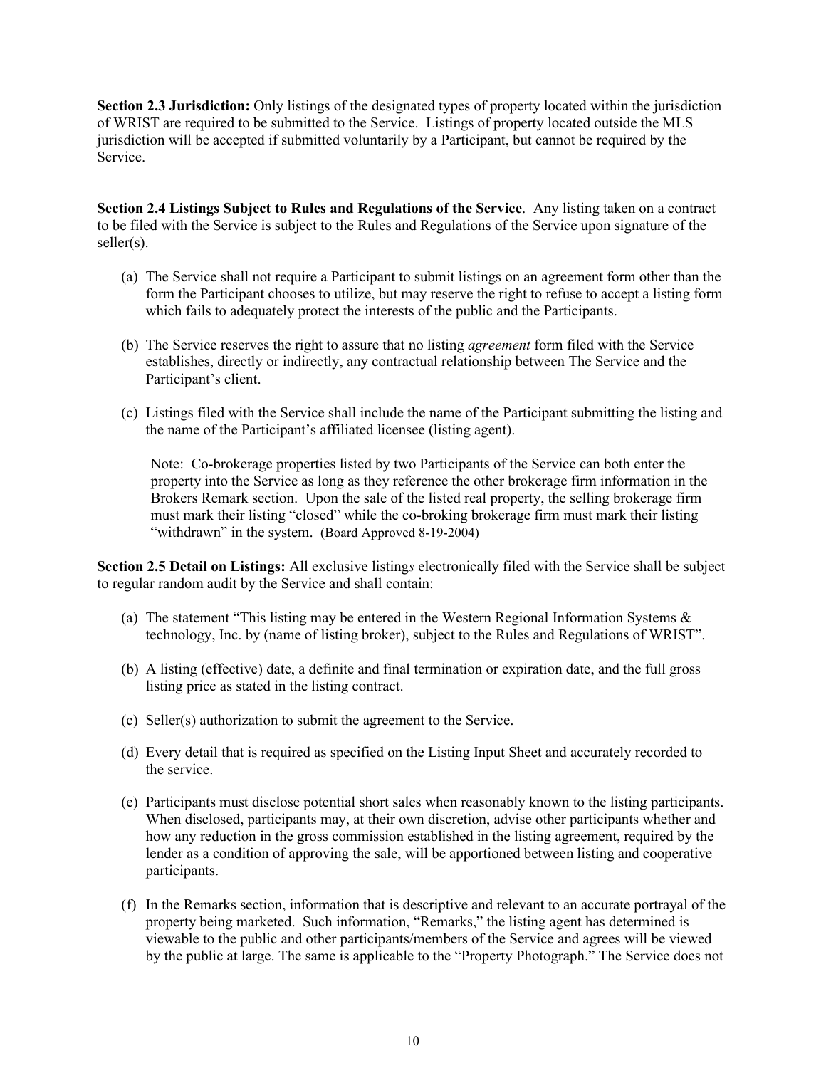**Section 2.3 Jurisdiction:** Only listings of the designated types of property located within the jurisdiction of WRIST are required to be submitted to the Service. Listings of property located outside the MLS jurisdiction will be accepted if submitted voluntarily by a Participant, but cannot be required by the Service.

**Section 2.4 Listings Subject to Rules and Regulations of the Service**. Any listing taken on a contract to be filed with the Service is subject to the Rules and Regulations of the Service upon signature of the seller(s).

(a) The Service shall not require a Participant to submit listings on an agreement form other than the form the Participant chooses to utilize, but may reserve the right to refuse to accept a listing form which fails to adequately protect the interests of the public and the Participants.

(b) The Service reserves the right to assure that no listing *agreement* form filed with the Service establishes, directly or indirectly, any contractual relationship between The Service and the Participant's client.

(c) Listings filed with the Service shall include the name of the Participant submitting the listing and the name of the Participant's affiliated licensee (listing agent).

Note: Co-brokerage properties listed by two Participants of the Service can both enter the property into the Service as long as they reference the other brokerage firm information in the Brokers Remark section. Upon the sale of the listed real property, the selling brokerage firm must mark their listing "closed" while the co-broking brokerage firm must mark their listing "withdrawn" in the system. (Board Approved 8-19-2004)

**Section 2.5 Detail on Listings:** All exclusive listing*s* electronically filed with the Service shall be subject to regular random audit by the Service and shall contain:

(a) The statement "This listing may be entered in the Western Regional Information Systems & technology, Inc. by (name of listing broker), subject to the Rules and Regulations of WRIST".

(b) A listing (effective) date, a definite and final termination or expiration date, and the full gross listing price as stated in the listing contract.

(c) Seller(s) authorization to submit the agreement to the Service.

(d) Every detail that is required as specified on the Listing Input Sheet and accurately recorded to the service.

(e) Participants must disclose potential short sales when reasonably known to the listing participants. When disclosed, participants may, at their own discretion, advise other participants whether and how any reduction in the gross commission established in the listing agreement, required by the lender as a condition of approving the sale, will be apportioned between listing and cooperative participants.

(f) In the Remarks section, information that is descriptive and relevant to an accurate portrayal of the property being marketed. Such information, "Remarks," the listing agent has determined is viewable to the public and other participants/members of the Service and agrees will be viewed by the public at large. The same is applicable to the "Property Photograph." The Service does not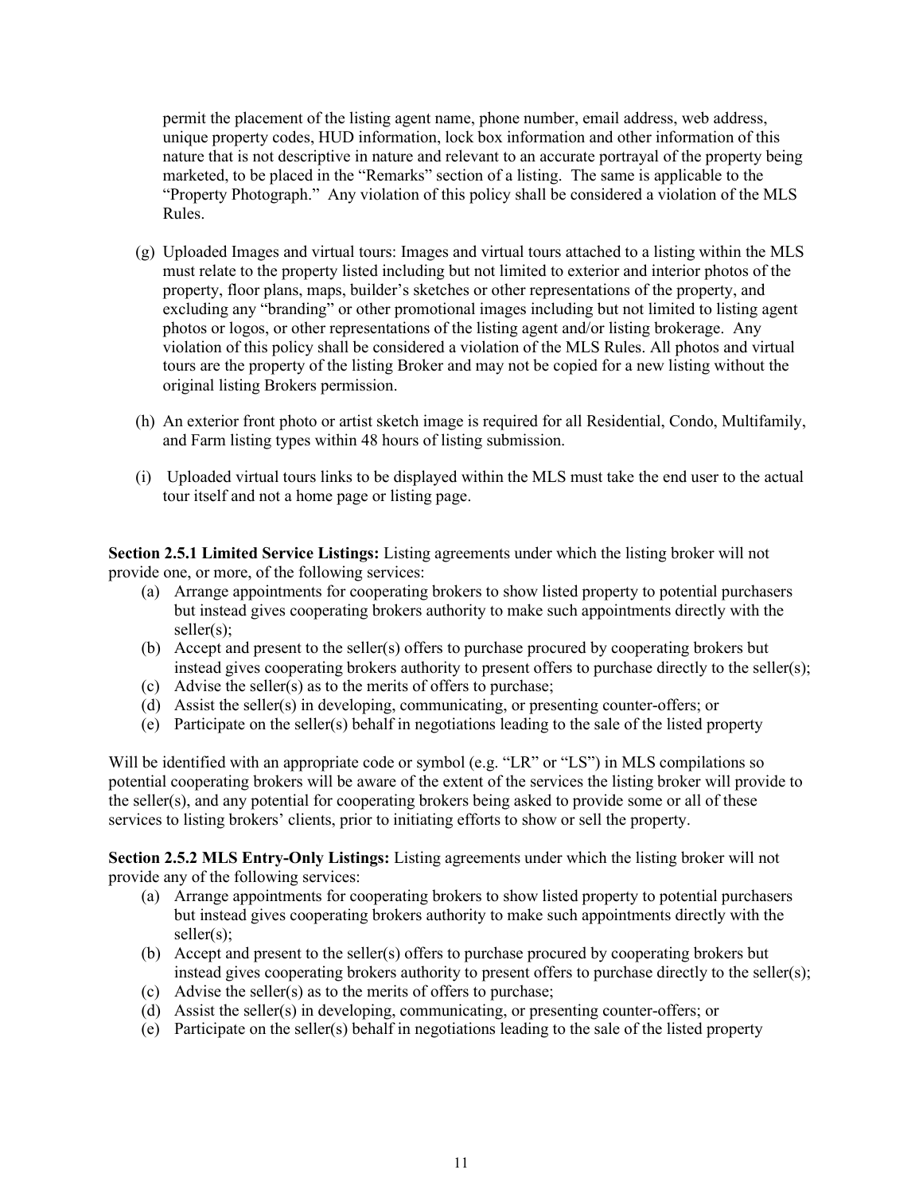permit the placement of the listing agent name, phone number, email address, web address, unique property codes, HUD information, lock box information and other information of this nature that is not descriptive in nature and relevant to an accurate portrayal of the property being marketed, to be placed in the "Remarks" section of a listing. The same is applicable to the "Property Photograph." Any violation of this policy shall be considered a violation of the MLS Rules.

(g) Uploaded Images and virtual tours: Images and virtual tours attached to a listing within the MLS must relate to the property listed including but not limited to exterior and interior photos of the property, floor plans, maps, builder's sketches or other representations of the property, and excluding any "branding" or other promotional images including but not limited to listing agent photos or logos, or other representations of the listing agent and/or listing brokerage. Any violation of this policy shall be considered a violation of the MLS Rules. All photos and virtual tours are the property of the listing Broker and may not be copied for a new listing without the original listing Brokers permission.

(h) An exterior front photo or artist sketch image is required for all Residential, Condo, Multifamily, and Farm listing types within 48 hours of listing submission.

(i) Uploaded virtual tours links to be displayed within the MLS must take the end user to the actual tour itself and not a home page or listing page.

**Section 2.5.1 Limited Service Listings:** Listing agreements under which the listing broker will not provide one, or more, of the following services:

(a) Arrange appointments for cooperating brokers to show listed property to potential purchasers but instead gives cooperating brokers authority to make such appointments directly with the seller(s);
(b) Accept and present to the seller(s) offers to purchase procured by cooperating brokers but instead gives cooperating brokers authority to present offers to purchase directly to the seller(s);
(c) Advise the seller(s) as to the merits of offers to purchase;
(d) Assist the seller(s) in developing, communicating, or presenting counter-offers; or
(e) Participate on the seller(s) behalf in negotiations leading to the sale of the listed property

Will be identified with an appropriate code or symbol (e.g. "LR" or "LS") in MLS compilations so potential cooperating brokers will be aware of the extent of the services the listing broker will provide to the seller(s), and any potential for cooperating brokers being asked to provide some or all of these services to listing brokers' clients, prior to initiating efforts to show or sell the property.

**Section 2.5.2 MLS Entry-Only Listings:** Listing agreements under which the listing broker will not provide any of the following services:

(a) Arrange appointments for cooperating brokers to show listed property to potential purchasers but instead gives cooperating brokers authority to make such appointments directly with the seller(s);
(b) Accept and present to the seller(s) offers to purchase procured by cooperating brokers but instead gives cooperating brokers authority to present offers to purchase directly to the seller(s);
(c) Advise the seller(s) as to the merits of offers to purchase;
(d) Assist the seller(s) in developing, communicating, or presenting counter-offers; or
(e) Participate on the seller(s) behalf in negotiations leading to the sale of the listed property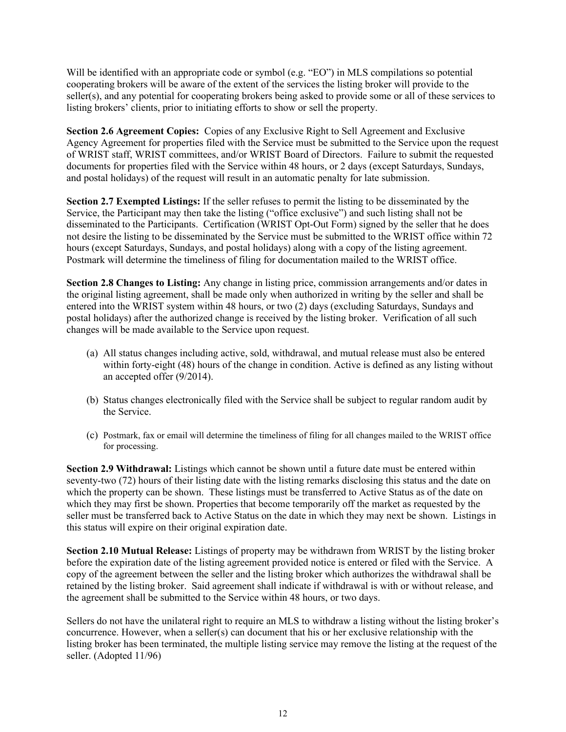Will be identified with an appropriate code or symbol (e.g. "EO") in MLS compilations so potential cooperating brokers will be aware of the extent of the services the listing broker will provide to the seller(s), and any potential for cooperating brokers being asked to provide some or all of these services to listing brokers' clients, prior to initiating efforts to show or sell the property.

**Section 2.6 Agreement Copies:** Copies of any Exclusive Right to Sell Agreement and Exclusive Agency Agreement for properties filed with the Service must be submitted to the Service upon the request of WRIST staff, WRIST committees, and/or WRIST Board of Directors. Failure to submit the requested documents for properties filed with the Service within 48 hours, or 2 days (except Saturdays, Sundays, and postal holidays) of the request will result in an automatic penalty for late submission.

**Section 2.7 Exempted Listings:** If the seller refuses to permit the listing to be disseminated by the Service, the Participant may then take the listing ("office exclusive") and such listing shall not be disseminated to the Participants. Certification (WRIST Opt-Out Form) signed by the seller that he does not desire the listing to be disseminated by the Service must be submitted to the WRIST office within 72 hours (except Saturdays, Sundays, and postal holidays) along with a copy of the listing agreement. Postmark will determine the timeliness of filing for documentation mailed to the WRIST office.

**Section 2.8 Changes to Listing:** Any change in listing price, commission arrangements and/or dates in the original listing agreement, shall be made only when authorized in writing by the seller and shall be entered into the WRIST system within 48 hours, or two (2) days (excluding Saturdays, Sundays and postal holidays) after the authorized change is received by the listing broker. Verification of all such changes will be made available to the Service upon request.

(a) All status changes including active, sold, withdrawal, and mutual release must also be entered within forty-eight (48) hours of the change in condition. Active is defined as any listing without an accepted offer (9/2014).

(b) Status changes electronically filed with the Service shall be subject to regular random audit by the Service.

(c) Postmark, fax or email will determine the timeliness of filing for all changes mailed to the WRIST office for processing.

**Section 2.9 Withdrawal:** Listings which cannot be shown until a future date must be entered within seventy-two (72) hours of their listing date with the listing remarks disclosing this status and the date on which the property can be shown. These listings must be transferred to Active Status as of the date on which they may first be shown. Properties that become temporarily off the market as requested by the seller must be transferred back to Active Status on the date in which they may next be shown. Listings in this status will expire on their original expiration date.

**Section 2.10 Mutual Release:** Listings of property may be withdrawn from WRIST by the listing broker before the expiration date of the listing agreement provided notice is entered or filed with the Service. A copy of the agreement between the seller and the listing broker which authorizes the withdrawal shall be retained by the listing broker. Said agreement shall indicate if withdrawal is with or without release, and the agreement shall be submitted to the Service within 48 hours, or two days.

Sellers do not have the unilateral right to require an MLS to withdraw a listing without the listing broker's concurrence. However, when a seller(s) can document that his or her exclusive relationship with the listing broker has been terminated, the multiple listing service may remove the listing at the request of the seller. (Adopted 11/96)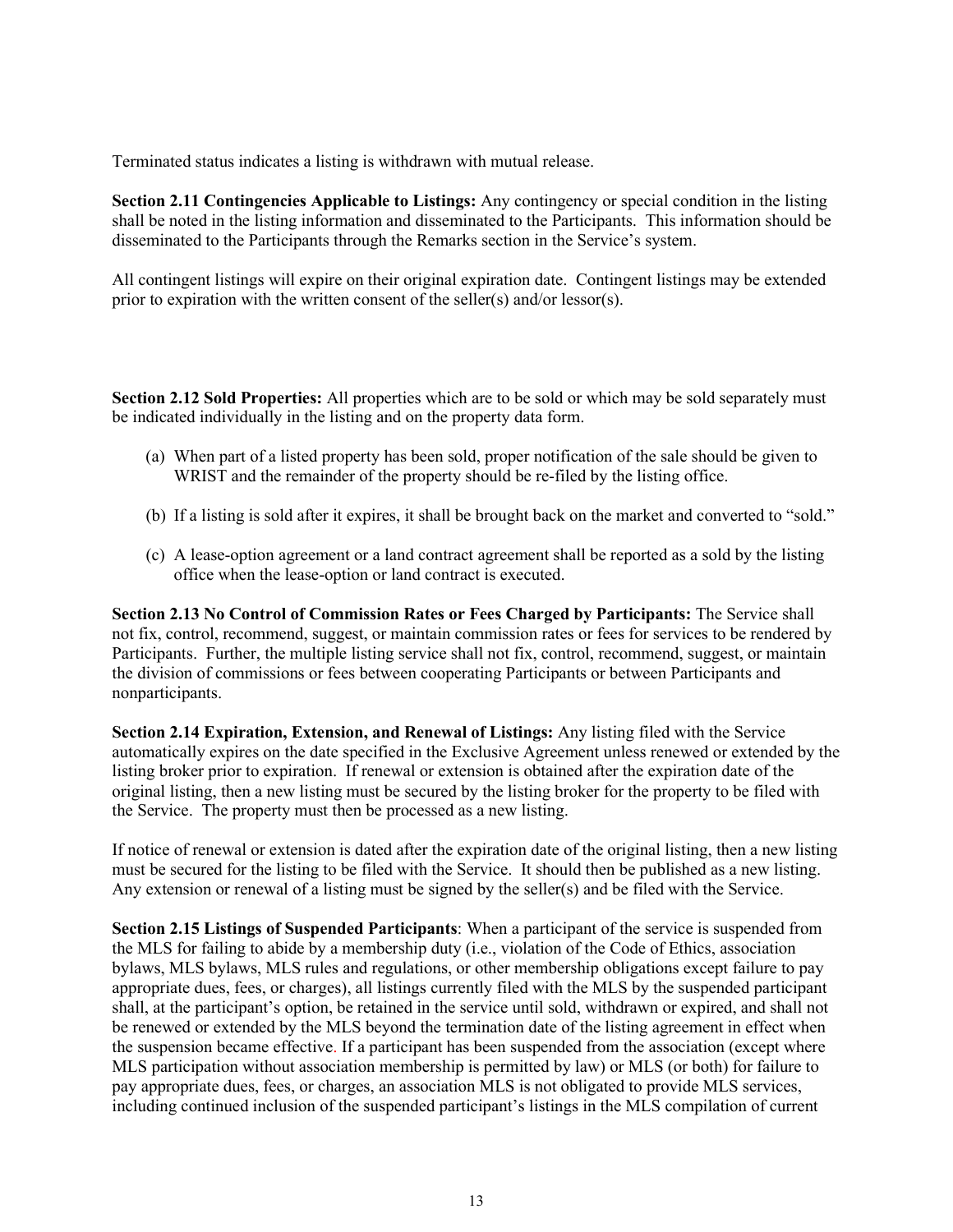Terminated status indicates a listing is withdrawn with mutual release.

**Section 2.11 Contingencies Applicable to Listings:** Any contingency or special condition in the listing shall be noted in the listing information and disseminated to the Participants. This information should be disseminated to the Participants through the Remarks section in the Service's system.

All contingent listings will expire on their original expiration date. Contingent listings may be extended prior to expiration with the written consent of the seller(s) and/or lessor(s).

**Section 2.12 Sold Properties:** All properties which are to be sold or which may be sold separately must be indicated individually in the listing and on the property data form.

(a) When part of a listed property has been sold, proper notification of the sale should be given to WRIST and the remainder of the property should be re-filed by the listing office.

(b) If a listing is sold after it expires, it shall be brought back on the market and converted to "sold."

(c) A lease-option agreement or a land contract agreement shall be reported as a sold by the listing office when the lease-option or land contract is executed.

**Section 2.13 No Control of Commission Rates or Fees Charged by Participants:** The Service shall not fix, control, recommend, suggest, or maintain commission rates or fees for services to be rendered by Participants. Further, the multiple listing service shall not fix, control, recommend, suggest, or maintain the division of commissions or fees between cooperating Participants or between Participants and nonparticipants.

**Section 2.14 Expiration, Extension, and Renewal of Listings:** Any listing filed with the Service automatically expires on the date specified in the Exclusive Agreement unless renewed or extended by the listing broker prior to expiration. If renewal or extension is obtained after the expiration date of the original listing, then a new listing must be secured by the listing broker for the property to be filed with the Service. The property must then be processed as a new listing.

If notice of renewal or extension is dated after the expiration date of the original listing, then a new listing must be secured for the listing to be filed with the Service. It should then be published as a new listing. Any extension or renewal of a listing must be signed by the seller(s) and be filed with the Service.

**Section 2.15 Listings of Suspended Participants**: When a participant of the service is suspended from the MLS for failing to abide by a membership duty (i.e., violation of the Code of Ethics, association bylaws, MLS bylaws, MLS rules and regulations, or other membership obligations except failure to pay appropriate dues, fees, or charges), all listings currently filed with the MLS by the suspended participant shall, at the participant's option, be retained in the service until sold, withdrawn or expired, and shall not be renewed or extended by the MLS beyond the termination date of the listing agreement in effect when the suspension became effective. If a participant has been suspended from the association (except where MLS participation without association membership is permitted by law) or MLS (or both) for failure to pay appropriate dues, fees, or charges, an association MLS is not obligated to provide MLS services, including continued inclusion of the suspended participant's listings in the MLS compilation of current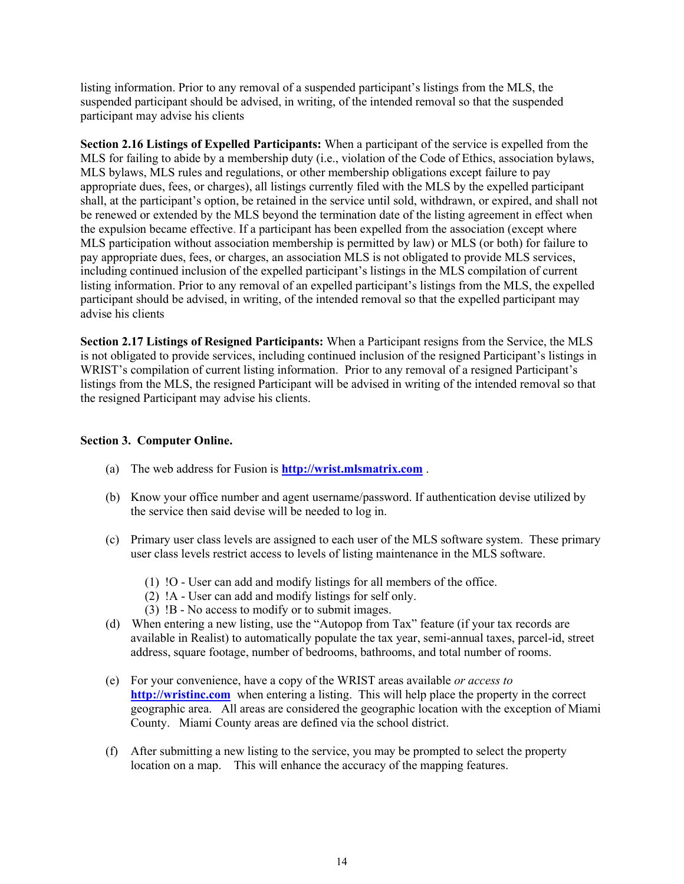listing information. Prior to any removal of a suspended participant's listings from the MLS, the suspended participant should be advised, in writing, of the intended removal so that the suspended participant may advise his clients

**Section 2.16 Listings of Expelled Participants:** When a participant of the service is expelled from the MLS for failing to abide by a membership duty (i.e., violation of the Code of Ethics, association bylaws, MLS bylaws, MLS rules and regulations, or other membership obligations except failure to pay appropriate dues, fees, or charges), all listings currently filed with the MLS by the expelled participant shall, at the participant's option, be retained in the service until sold, withdrawn, or expired, and shall not be renewed or extended by the MLS beyond the termination date of the listing agreement in effect when the expulsion became effective. If a participant has been expelled from the association (except where MLS participation without association membership is permitted by law) or MLS (or both) for failure to pay appropriate dues, fees, or charges, an association MLS is not obligated to provide MLS services, including continued inclusion of the expelled participant's listings in the MLS compilation of current listing information. Prior to any removal of an expelled participant's listings from the MLS, the expelled participant should be advised, in writing, of the intended removal so that the expelled participant may advise his clients

**Section 2.17 Listings of Resigned Participants:** When a Participant resigns from the Service, the MLS is not obligated to provide services, including continued inclusion of the resigned Participant's listings in WRIST's compilation of current listing information. Prior to any removal of a resigned Participant's listings from the MLS, the resigned Participant will be advised in writing of the intended removal so that the resigned Participant may advise his clients.

**Section 3. Computer Online.**

(a) The web address for Fusion is **http://wrist.mlsmatrix.com** .

(b) Know your office number and agent username/password. If authentication devise utilized by the service then said devise will be needed to log in.

(c) Primary user class levels are assigned to each user of the MLS software system. These primary user class levels restrict access to levels of listing maintenance in the MLS software.

  (1) !O - User can add and modify listings for all members of the office.
  (2) !A - User can add and modify listings for self only.
  (3) !B - No access to modify or to submit images.

(d) When entering a new listing, use the "Autopop from Tax" feature (if your tax records are available in Realist) to automatically populate the tax year, semi-annual taxes, parcel-id, street address, square footage, number of bedrooms, bathrooms, and total number of rooms.

(e) For your convenience, have a copy of the WRIST areas available *or access to* **http://wristinc.com** when entering a listing. This will help place the property in the correct geographic area. All areas are considered the geographic location with the exception of Miami County. Miami County areas are defined via the school district.

(f) After submitting a new listing to the service, you may be prompted to select the property location on a map. This will enhance the accuracy of the mapping features.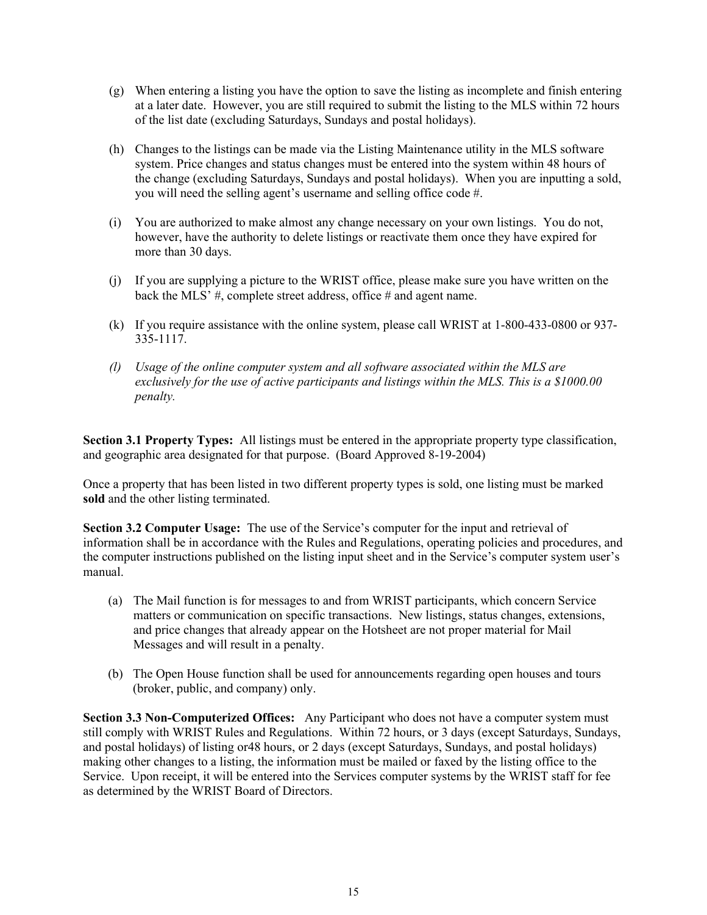(g) When entering a listing you have the option to save the listing as incomplete and finish entering at a later date. However, you are still required to submit the listing to the MLS within 72 hours of the list date (excluding Saturdays, Sundays and postal holidays).

(h) Changes to the listings can be made via the Listing Maintenance utility in the MLS software system. Price changes and status changes must be entered into the system within 48 hours of the change (excluding Saturdays, Sundays and postal holidays). When you are inputting a sold, you will need the selling agent's username and selling office code #.

(i) You are authorized to make almost any change necessary on your own listings. You do not, however, have the authority to delete listings or reactivate them once they have expired for more than 30 days.

(j) If you are supplying a picture to the WRIST office, please make sure you have written on the back the MLS' #, complete street address, office # and agent name.

(k) If you require assistance with the online system, please call WRIST at 1-800-433-0800 or 937-335-1117.

*(l) Usage of the online computer system and all software associated within the MLS are exclusively for the use of active participants and listings within the MLS. This is a $1000.00 penalty.*

**Section 3.1 Property Types:** All listings must be entered in the appropriate property type classification, and geographic area designated for that purpose. (Board Approved 8-19-2004)

Once a property that has been listed in two different property types is sold, one listing must be marked **sold** and the other listing terminated.

**Section 3.2 Computer Usage:** The use of the Service's computer for the input and retrieval of information shall be in accordance with the Rules and Regulations, operating policies and procedures, and the computer instructions published on the listing input sheet and in the Service's computer system user's manual.

(a) The Mail function is for messages to and from WRIST participants, which concern Service matters or communication on specific transactions. New listings, status changes, extensions, and price changes that already appear on the Hotsheet are not proper material for Mail Messages and will result in a penalty.

(b) The Open House function shall be used for announcements regarding open houses and tours (broker, public, and company) only.

**Section 3.3 Non-Computerized Offices:** Any Participant who does not have a computer system must still comply with WRIST Rules and Regulations. Within 72 hours, or 3 days (except Saturdays, Sundays, and postal holidays) of listing or48 hours, or 2 days (except Saturdays, Sundays, and postal holidays) making other changes to a listing, the information must be mailed or faxed by the listing office to the Service. Upon receipt, it will be entered into the Services computer systems by the WRIST staff for fee as determined by the WRIST Board of Directors.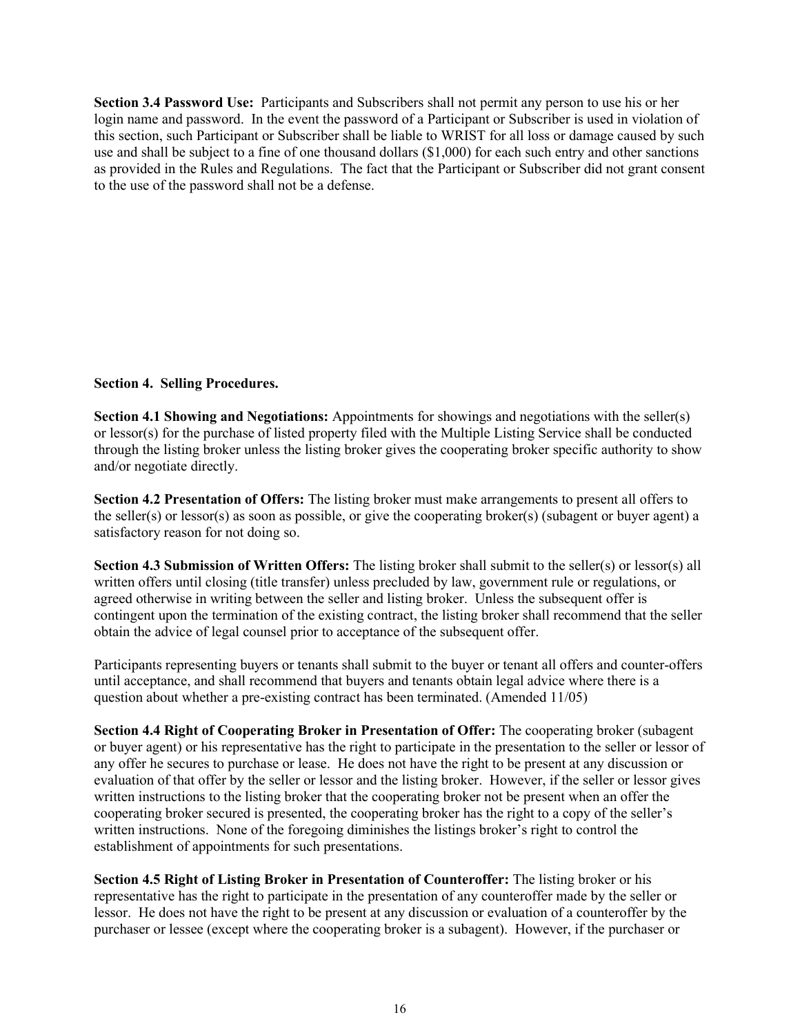**Section 3.4 Password Use:** Participants and Subscribers shall not permit any person to use his or her login name and password. In the event the password of a Participant or Subscriber is used in violation of this section, such Participant or Subscriber shall be liable to WRIST for all loss or damage caused by such use and shall be subject to a fine of one thousand dollars ($1,000) for each such entry and other sanctions as provided in the Rules and Regulations. The fact that the Participant or Subscriber did not grant consent to the use of the password shall not be a defense.

**Section 4. Selling Procedures.**

**Section 4.1 Showing and Negotiations:** Appointments for showings and negotiations with the seller(s) or lessor(s) for the purchase of listed property filed with the Multiple Listing Service shall be conducted through the listing broker unless the listing broker gives the cooperating broker specific authority to show and/or negotiate directly.

**Section 4.2 Presentation of Offers:** The listing broker must make arrangements to present all offers to the seller(s) or lessor(s) as soon as possible, or give the cooperating broker(s) (subagent or buyer agent) a satisfactory reason for not doing so.

**Section 4.3 Submission of Written Offers:** The listing broker shall submit to the seller(s) or lessor(s) all written offers until closing (title transfer) unless precluded by law, government rule or regulations, or agreed otherwise in writing between the seller and listing broker. Unless the subsequent offer is contingent upon the termination of the existing contract, the listing broker shall recommend that the seller obtain the advice of legal counsel prior to acceptance of the subsequent offer.

Participants representing buyers or tenants shall submit to the buyer or tenant all offers and counter-offers until acceptance, and shall recommend that buyers and tenants obtain legal advice where there is a question about whether a pre-existing contract has been terminated. (Amended 11/05)

**Section 4.4 Right of Cooperating Broker in Presentation of Offer:** The cooperating broker (subagent or buyer agent) or his representative has the right to participate in the presentation to the seller or lessor of any offer he secures to purchase or lease. He does not have the right to be present at any discussion or evaluation of that offer by the seller or lessor and the listing broker. However, if the seller or lessor gives written instructions to the listing broker that the cooperating broker not be present when an offer the cooperating broker secured is presented, the cooperating broker has the right to a copy of the seller's written instructions. None of the foregoing diminishes the listings broker's right to control the establishment of appointments for such presentations.

**Section 4.5 Right of Listing Broker in Presentation of Counteroffer:** The listing broker or his representative has the right to participate in the presentation of any counteroffer made by the seller or lessor. He does not have the right to be present at any discussion or evaluation of a counteroffer by the purchaser or lessee (except where the cooperating broker is a subagent). However, if the purchaser or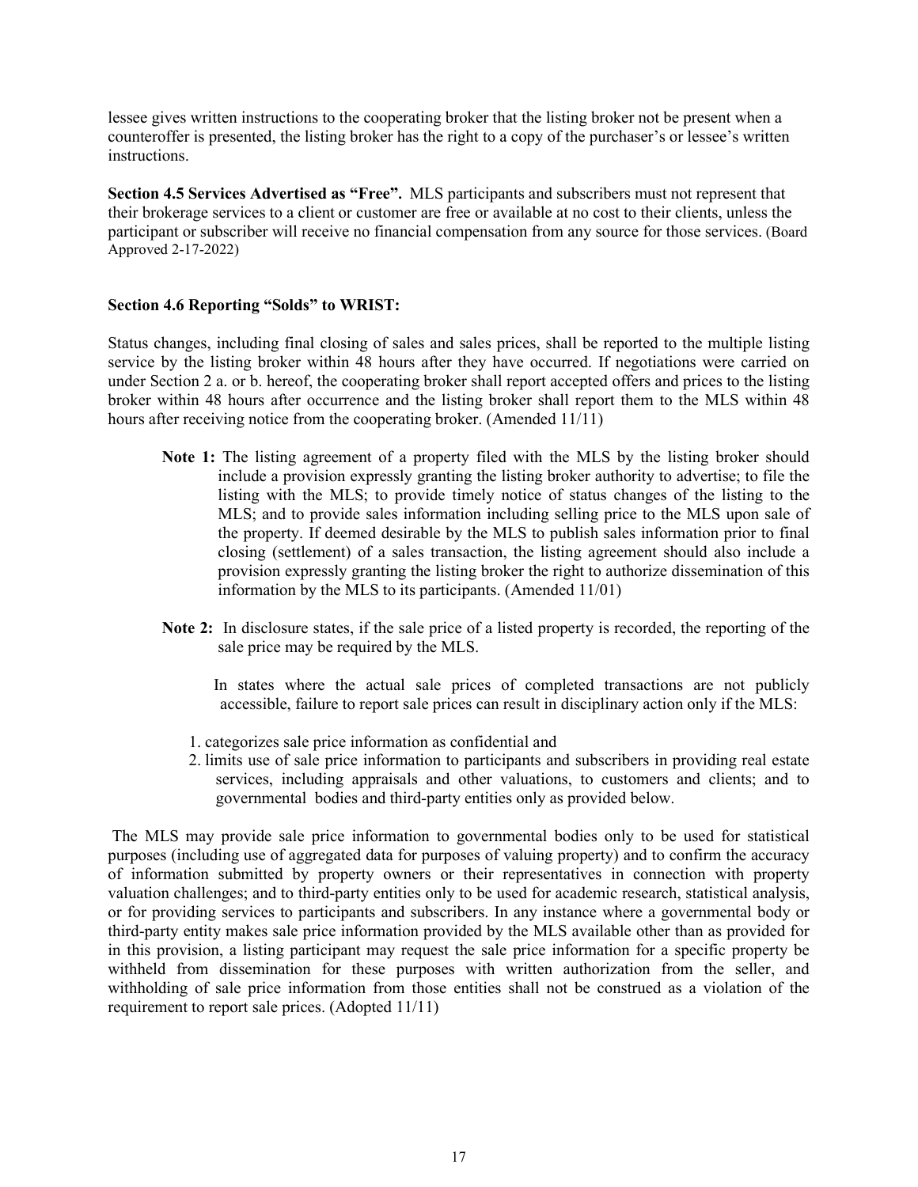lessee gives written instructions to the cooperating broker that the listing broker not be present when a counteroffer is presented, the listing broker has the right to a copy of the purchaser's or lessee's written instructions.

**Section 4.5 Services Advertised as "Free".** MLS participants and subscribers must not represent that their brokerage services to a client or customer are free or available at no cost to their clients, unless the participant or subscriber will receive no financial compensation from any source for those services. (Board Approved 2-17-2022)

**Section 4.6 Reporting "Solds" to WRIST:**

Status changes, including final closing of sales and sales prices, shall be reported to the multiple listing service by the listing broker within 48 hours after they have occurred. If negotiations were carried on under Section 2 a. or b. hereof, the cooperating broker shall report accepted offers and prices to the listing broker within 48 hours after occurrence and the listing broker shall report them to the MLS within 48 hours after receiving notice from the cooperating broker. (Amended 11/11)

**Note 1:** The listing agreement of a property filed with the MLS by the listing broker should include a provision expressly granting the listing broker authority to advertise; to file the listing with the MLS; to provide timely notice of status changes of the listing to the MLS; and to provide sales information including selling price to the MLS upon sale of the property. If deemed desirable by the MLS to publish sales information prior to final closing (settlement) of a sales transaction, the listing agreement should also include a provision expressly granting the listing broker the right to authorize dissemination of this information by the MLS to its participants. (Amended 11/01)

**Note 2:** In disclosure states, if the sale price of a listed property is recorded, the reporting of the sale price may be required by the MLS.

In states where the actual sale prices of completed transactions are not publicly accessible, failure to report sale prices can result in disciplinary action only if the MLS:

1. categorizes sale price information as confidential and
2. limits use of sale price information to participants and subscribers in providing real estate services, including appraisals and other valuations, to customers and clients; and to governmental bodies and third-party entities only as provided below.

The MLS may provide sale price information to governmental bodies only to be used for statistical purposes (including use of aggregated data for purposes of valuing property) and to confirm the accuracy of information submitted by property owners or their representatives in connection with property valuation challenges; and to third-party entities only to be used for academic research, statistical analysis, or for providing services to participants and subscribers. In any instance where a governmental body or third-party entity makes sale price information provided by the MLS available other than as provided for in this provision, a listing participant may request the sale price information for a specific property be withheld from dissemination for these purposes with written authorization from the seller, and withholding of sale price information from those entities shall not be construed as a violation of the requirement to report sale prices. (Adopted 11/11)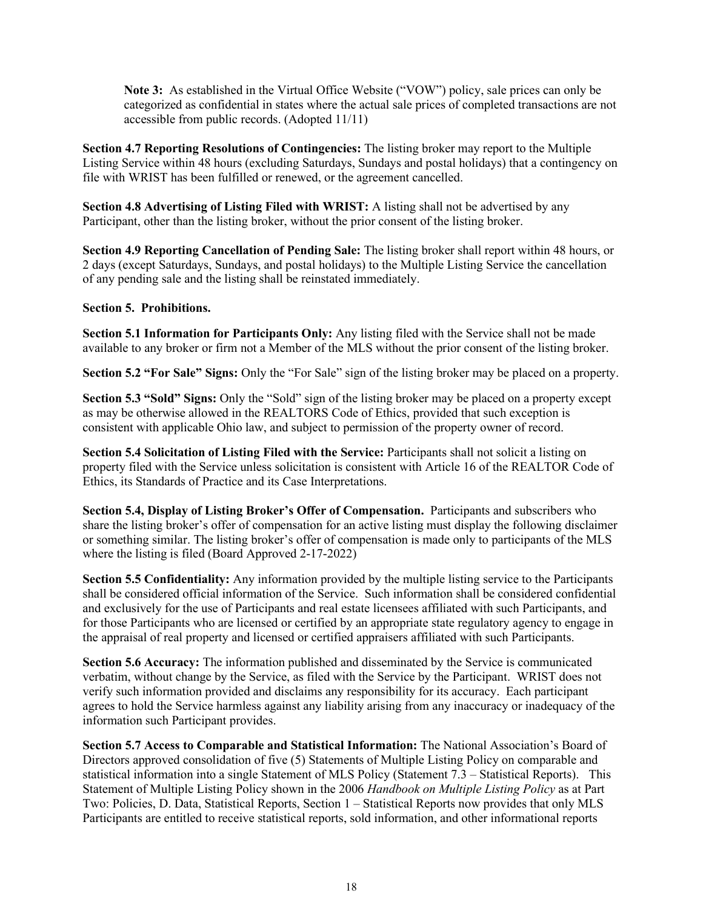**Note 3:** As established in the Virtual Office Website ("VOW") policy, sale prices can only be categorized as confidential in states where the actual sale prices of completed transactions are not accessible from public records. (Adopted 11/11)

**Section 4.7 Reporting Resolutions of Contingencies:** The listing broker may report to the Multiple Listing Service within 48 hours (excluding Saturdays, Sundays and postal holidays) that a contingency on file with WRIST has been fulfilled or renewed, or the agreement cancelled.

**Section 4.8 Advertising of Listing Filed with WRIST:** A listing shall not be advertised by any Participant, other than the listing broker, without the prior consent of the listing broker.

**Section 4.9 Reporting Cancellation of Pending Sale:** The listing broker shall report within 48 hours, or 2 days (except Saturdays, Sundays, and postal holidays) to the Multiple Listing Service the cancellation of any pending sale and the listing shall be reinstated immediately.

**Section 5. Prohibitions.**

**Section 5.1 Information for Participants Only:** Any listing filed with the Service shall not be made available to any broker or firm not a Member of the MLS without the prior consent of the listing broker.

**Section 5.2 "For Sale" Signs:** Only the "For Sale" sign of the listing broker may be placed on a property.

**Section 5.3 "Sold" Signs:** Only the "Sold" sign of the listing broker may be placed on a property except as may be otherwise allowed in the REALTORS Code of Ethics, provided that such exception is consistent with applicable Ohio law, and subject to permission of the property owner of record.

**Section 5.4 Solicitation of Listing Filed with the Service:** Participants shall not solicit a listing on property filed with the Service unless solicitation is consistent with Article 16 of the REALTOR Code of Ethics, its Standards of Practice and its Case Interpretations.

**Section 5.4, Display of Listing Broker's Offer of Compensation.** Participants and subscribers who share the listing broker's offer of compensation for an active listing must display the following disclaimer or something similar. The listing broker's offer of compensation is made only to participants of the MLS where the listing is filed (Board Approved 2-17-2022)

**Section 5.5 Confidentiality:** Any information provided by the multiple listing service to the Participants shall be considered official information of the Service. Such information shall be considered confidential and exclusively for the use of Participants and real estate licensees affiliated with such Participants, and for those Participants who are licensed or certified by an appropriate state regulatory agency to engage in the appraisal of real property and licensed or certified appraisers affiliated with such Participants.

**Section 5.6 Accuracy:** The information published and disseminated by the Service is communicated verbatim, without change by the Service, as filed with the Service by the Participant. WRIST does not verify such information provided and disclaims any responsibility for its accuracy. Each participant agrees to hold the Service harmless against any liability arising from any inaccuracy or inadequacy of the information such Participant provides.

**Section 5.7 Access to Comparable and Statistical Information:** The National Association's Board of Directors approved consolidation of five (5) Statements of Multiple Listing Policy on comparable and statistical information into a single Statement of MLS Policy (Statement 7.3 – Statistical Reports). This Statement of Multiple Listing Policy shown in the 2006 *Handbook on Multiple Listing Policy* as at Part Two: Policies, D. Data, Statistical Reports, Section 1 – Statistical Reports now provides that only MLS Participants are entitled to receive statistical reports, sold information, and other informational reports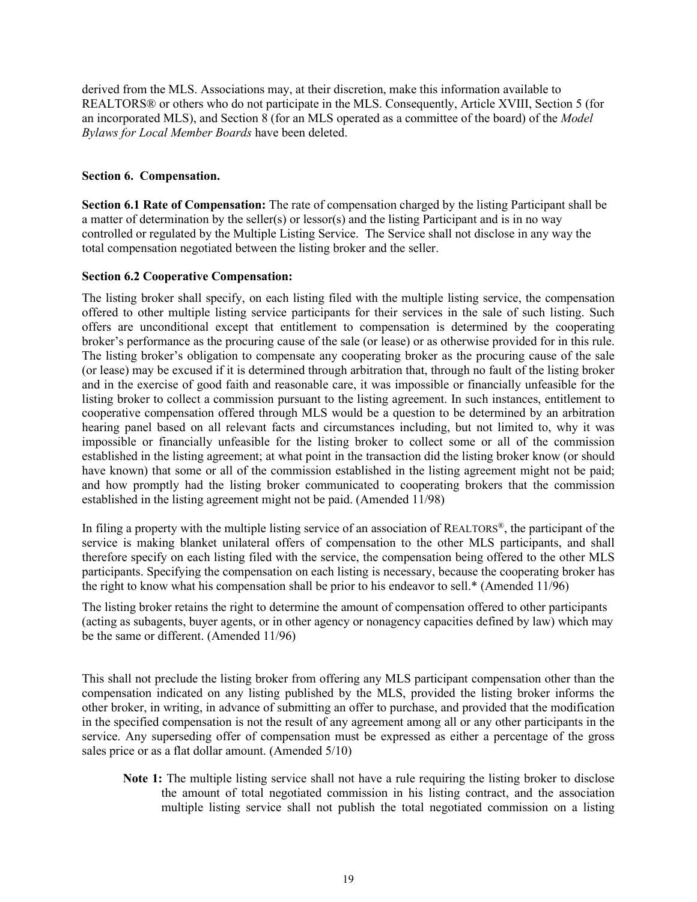derived from the MLS. Associations may, at their discretion, make this information available to REALTORS® or others who do not participate in the MLS. Consequently, Article XVIII, Section 5 (for an incorporated MLS), and Section 8 (for an MLS operated as a committee of the board) of the *Model Bylaws for Local Member Boards* have been deleted.

**Section 6. Compensation.**

**Section 6.1 Rate of Compensation:** The rate of compensation charged by the listing Participant shall be a matter of determination by the seller(s) or lessor(s) and the listing Participant and is in no way controlled or regulated by the Multiple Listing Service. The Service shall not disclose in any way the total compensation negotiated between the listing broker and the seller.

**Section 6.2 Cooperative Compensation:**

The listing broker shall specify, on each listing filed with the multiple listing service, the compensation offered to other multiple listing service participants for their services in the sale of such listing. Such offers are unconditional except that entitlement to compensation is determined by the cooperating broker's performance as the procuring cause of the sale (or lease) or as otherwise provided for in this rule. The listing broker's obligation to compensate any cooperating broker as the procuring cause of the sale (or lease) may be excused if it is determined through arbitration that, through no fault of the listing broker and in the exercise of good faith and reasonable care, it was impossible or financially unfeasible for the listing broker to collect a commission pursuant to the listing agreement. In such instances, entitlement to cooperative compensation offered through MLS would be a question to be determined by an arbitration hearing panel based on all relevant facts and circumstances including, but not limited to, why it was impossible or financially unfeasible for the listing broker to collect some or all of the commission established in the listing agreement; at what point in the transaction did the listing broker know (or should have known) that some or all of the commission established in the listing agreement might not be paid; and how promptly had the listing broker communicated to cooperating brokers that the commission established in the listing agreement might not be paid. (Amended 11/98)

In filing a property with the multiple listing service of an association of REALTORS®, the participant of the service is making blanket unilateral offers of compensation to the other MLS participants, and shall therefore specify on each listing filed with the service, the compensation being offered to the other MLS participants. Specifying the compensation on each listing is necessary, because the cooperating broker has the right to know what his compensation shall be prior to his endeavor to sell.* (Amended 11/96)

The listing broker retains the right to determine the amount of compensation offered to other participants (acting as subagents, buyer agents, or in other agency or nonagency capacities defined by law) which may be the same or different. (Amended 11/96)

This shall not preclude the listing broker from offering any MLS participant compensation other than the compensation indicated on any listing published by the MLS, provided the listing broker informs the other broker, in writing, in advance of submitting an offer to purchase, and provided that the modification in the specified compensation is not the result of any agreement among all or any other participants in the service. Any superseding offer of compensation must be expressed as either a percentage of the gross sales price or as a flat dollar amount. (Amended 5/10)

**Note 1:** The multiple listing service shall not have a rule requiring the listing broker to disclose the amount of total negotiated commission in his listing contract, and the association multiple listing service shall not publish the total negotiated commission on a listing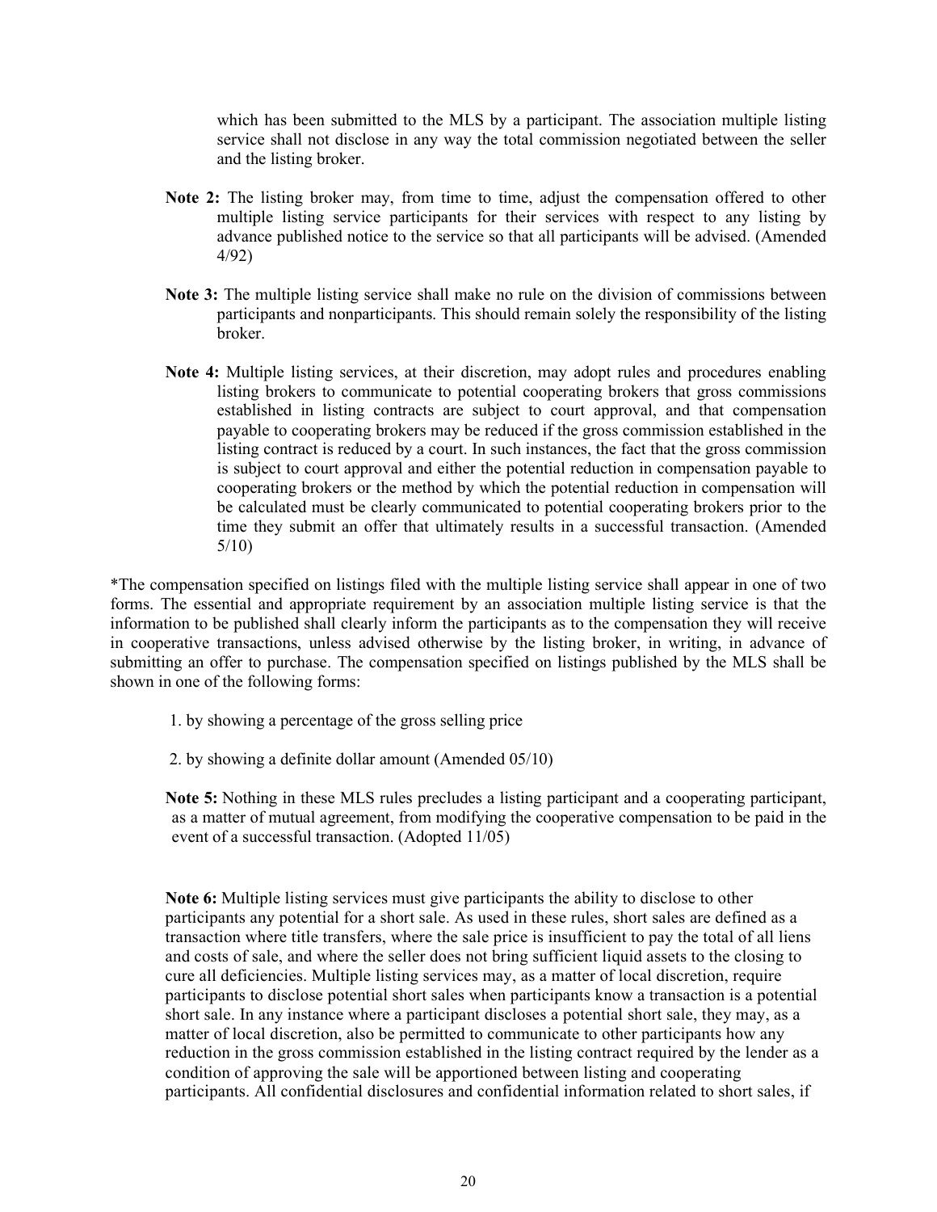which has been submitted to the MLS by a participant. The association multiple listing service shall not disclose in any way the total commission negotiated between the seller and the listing broker.

**Note 2:** The listing broker may, from time to time, adjust the compensation offered to other multiple listing service participants for their services with respect to any listing by advance published notice to the service so that all participants will be advised. (Amended 4/92)

**Note 3:** The multiple listing service shall make no rule on the division of commissions between participants and nonparticipants. This should remain solely the responsibility of the listing broker.

**Note 4:** Multiple listing services, at their discretion, may adopt rules and procedures enabling listing brokers to communicate to potential cooperating brokers that gross commissions established in listing contracts are subject to court approval, and that compensation payable to cooperating brokers may be reduced if the gross commission established in the listing contract is reduced by a court. In such instances, the fact that the gross commission is subject to court approval and either the potential reduction in compensation payable to cooperating brokers or the method by which the potential reduction in compensation will be calculated must be clearly communicated to potential cooperating brokers prior to the time they submit an offer that ultimately results in a successful transaction. (Amended 5/10)

*The compensation specified on listings filed with the multiple listing service shall appear in one of two forms. The essential and appropriate requirement by an association multiple listing service is that the information to be published shall clearly inform the participants as to the compensation they will receive in cooperative transactions, unless advised otherwise by the listing broker, in writing, in advance of submitting an offer to purchase. The compensation specified on listings published by the MLS shall be shown in one of the following forms:

1. by showing a percentage of the gross selling price
2. by showing a definite dollar amount (Amended 05/10)

**Note 5:** Nothing in these MLS rules precludes a listing participant and a cooperating participant, as a matter of mutual agreement, from modifying the cooperative compensation to be paid in the event of a successful transaction. (Adopted 11/05)

**Note 6:** Multiple listing services must give participants the ability to disclose to other participants any potential for a short sale. As used in these rules, short sales are defined as a transaction where title transfers, where the sale price is insufficient to pay the total of all liens and costs of sale, and where the seller does not bring sufficient liquid assets to the closing to cure all deficiencies. Multiple listing services may, as a matter of local discretion, require participants to disclose potential short sales when participants know a transaction is a potential short sale. In any instance where a participant discloses a potential short sale, they may, as a matter of local discretion, also be permitted to communicate to other participants how any reduction in the gross commission established in the listing contract required by the lender as a condition of approving the sale will be apportioned between listing and cooperating participants. All confidential disclosures and confidential information related to short sales, if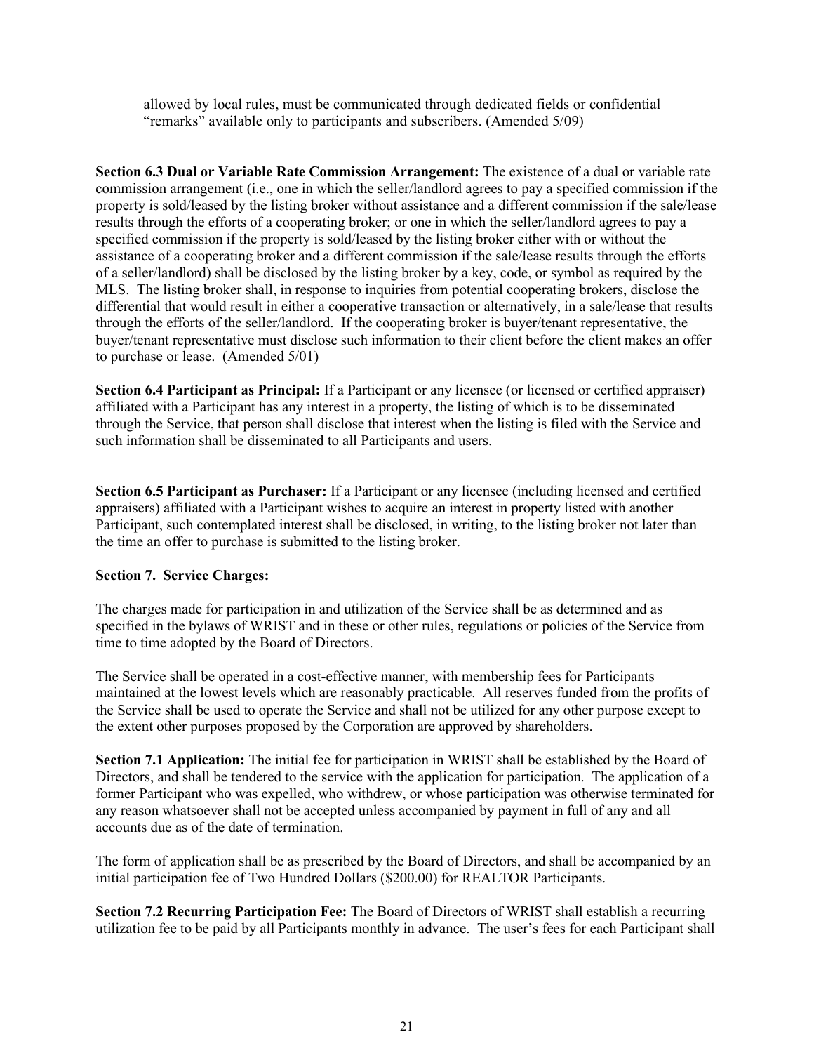allowed by local rules, must be communicated through dedicated fields or confidential "remarks" available only to participants and subscribers. (Amended 5/09)

**Section 6.3 Dual or Variable Rate Commission Arrangement:** The existence of a dual or variable rate commission arrangement (i.e., one in which the seller/landlord agrees to pay a specified commission if the property is sold/leased by the listing broker without assistance and a different commission if the sale/lease results through the efforts of a cooperating broker; or one in which the seller/landlord agrees to pay a specified commission if the property is sold/leased by the listing broker either with or without the assistance of a cooperating broker and a different commission if the sale/lease results through the efforts of a seller/landlord) shall be disclosed by the listing broker by a key, code, or symbol as required by the MLS. The listing broker shall, in response to inquiries from potential cooperating brokers, disclose the differential that would result in either a cooperative transaction or alternatively, in a sale/lease that results through the efforts of the seller/landlord. If the cooperating broker is buyer/tenant representative, the buyer/tenant representative must disclose such information to their client before the client makes an offer to purchase or lease. (Amended 5/01)

**Section 6.4 Participant as Principal:** If a Participant or any licensee (or licensed or certified appraiser) affiliated with a Participant has any interest in a property, the listing of which is to be disseminated through the Service, that person shall disclose that interest when the listing is filed with the Service and such information shall be disseminated to all Participants and users.

**Section 6.5 Participant as Purchaser:** If a Participant or any licensee (including licensed and certified appraisers) affiliated with a Participant wishes to acquire an interest in property listed with another Participant, such contemplated interest shall be disclosed, in writing, to the listing broker not later than the time an offer to purchase is submitted to the listing broker.

**Section 7. Service Charges:**

The charges made for participation in and utilization of the Service shall be as determined and as specified in the bylaws of WRIST and in these or other rules, regulations or policies of the Service from time to time adopted by the Board of Directors.

The Service shall be operated in a cost-effective manner, with membership fees for Participants maintained at the lowest levels which are reasonably practicable. All reserves funded from the profits of the Service shall be used to operate the Service and shall not be utilized for any other purpose except to the extent other purposes proposed by the Corporation are approved by shareholders.

**Section 7.1 Application:** The initial fee for participation in WRIST shall be established by the Board of Directors, and shall be tendered to the service with the application for participation. The application of a former Participant who was expelled, who withdrew, or whose participation was otherwise terminated for any reason whatsoever shall not be accepted unless accompanied by payment in full of any and all accounts due as of the date of termination.

The form of application shall be as prescribed by the Board of Directors, and shall be accompanied by an initial participation fee of Two Hundred Dollars ($200.00) for REALTOR Participants.

**Section 7.2 Recurring Participation Fee:** The Board of Directors of WRIST shall establish a recurring utilization fee to be paid by all Participants monthly in advance. The user's fees for each Participant shall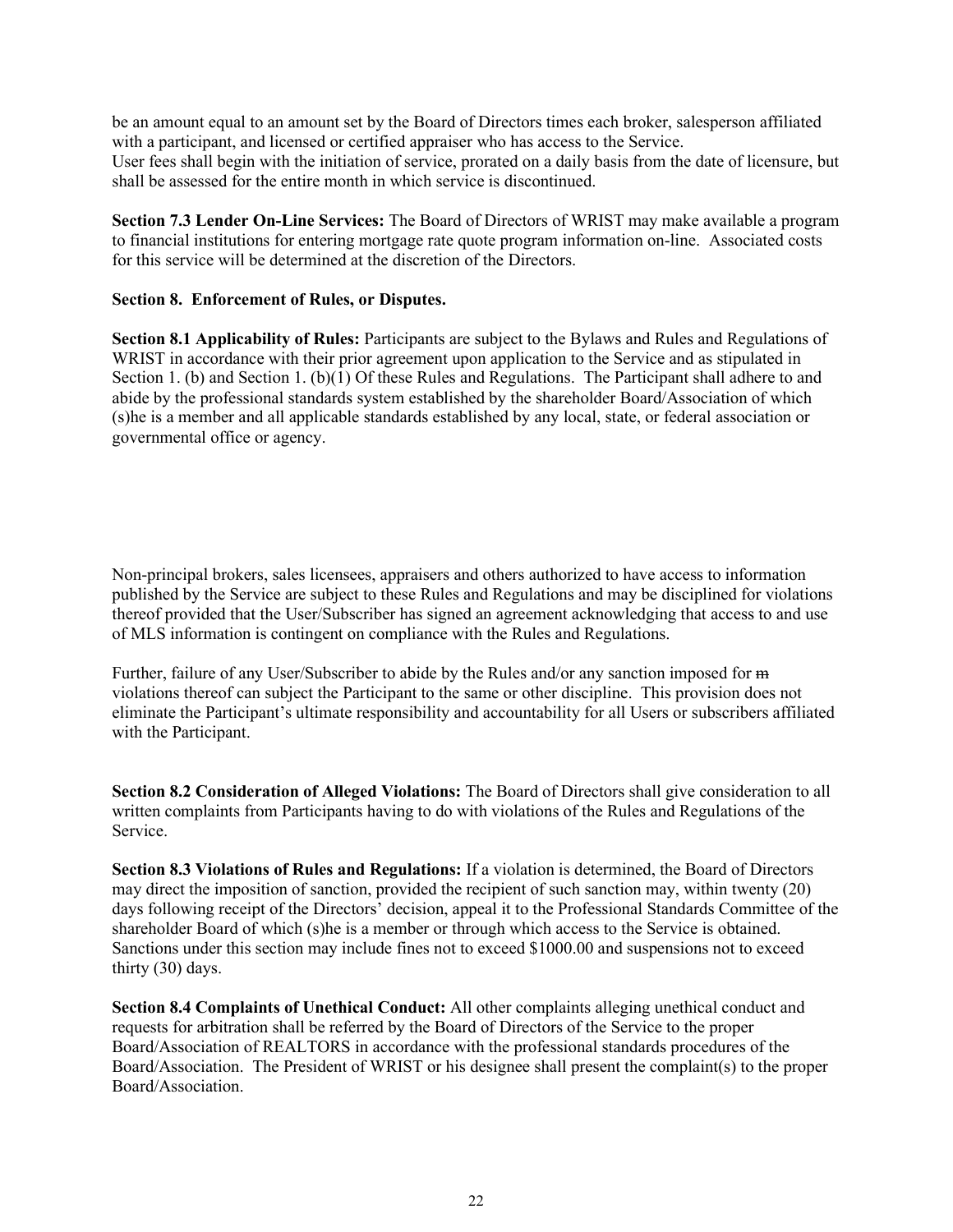be an amount equal to an amount set by the Board of Directors times each broker, salesperson affiliated with a participant, and licensed or certified appraiser who has access to the Service.
User fees shall begin with the initiation of service, prorated on a daily basis from the date of licensure, but shall be assessed for the entire month in which service is discontinued.

**Section 7.3 Lender On-Line Services:** The Board of Directors of WRIST may make available a program to financial institutions for entering mortgage rate quote program information on-line. Associated costs for this service will be determined at the discretion of the Directors.

**Section 8. Enforcement of Rules, or Disputes.**

**Section 8.1 Applicability of Rules:** Participants are subject to the Bylaws and Rules and Regulations of WRIST in accordance with their prior agreement upon application to the Service and as stipulated in Section 1. (b) and Section 1. (b)(1) Of these Rules and Regulations. The Participant shall adhere to and abide by the professional standards system established by the shareholder Board/Association of which (s)he is a member and all applicable standards established by any local, state, or federal association or governmental office or agency.

Non-principal brokers, sales licensees, appraisers and others authorized to have access to information published by the Service are subject to these Rules and Regulations and may be disciplined for violations thereof provided that the User/Subscriber has signed an agreement acknowledging that access to and use of MLS information is contingent on compliance with the Rules and Regulations.

Further, failure of any User/Subscriber to abide by the Rules and/or any sanction imposed for ~~m~~ violations thereof can subject the Participant to the same or other discipline. This provision does not eliminate the Participant's ultimate responsibility and accountability for all Users or subscribers affiliated with the Participant.

**Section 8.2 Consideration of Alleged Violations:** The Board of Directors shall give consideration to all written complaints from Participants having to do with violations of the Rules and Regulations of the Service.

**Section 8.3 Violations of Rules and Regulations:** If a violation is determined, the Board of Directors may direct the imposition of sanction, provided the recipient of such sanction may, within twenty (20) days following receipt of the Directors' decision, appeal it to the Professional Standards Committee of the shareholder Board of which (s)he is a member or through which access to the Service is obtained. Sanctions under this section may include fines not to exceed $1000.00 and suspensions not to exceed thirty (30) days.

**Section 8.4 Complaints of Unethical Conduct:** All other complaints alleging unethical conduct and requests for arbitration shall be referred by the Board of Directors of the Service to the proper Board/Association of REALTORS in accordance with the professional standards procedures of the Board/Association. The President of WRIST or his designee shall present the complaint(s) to the proper Board/Association.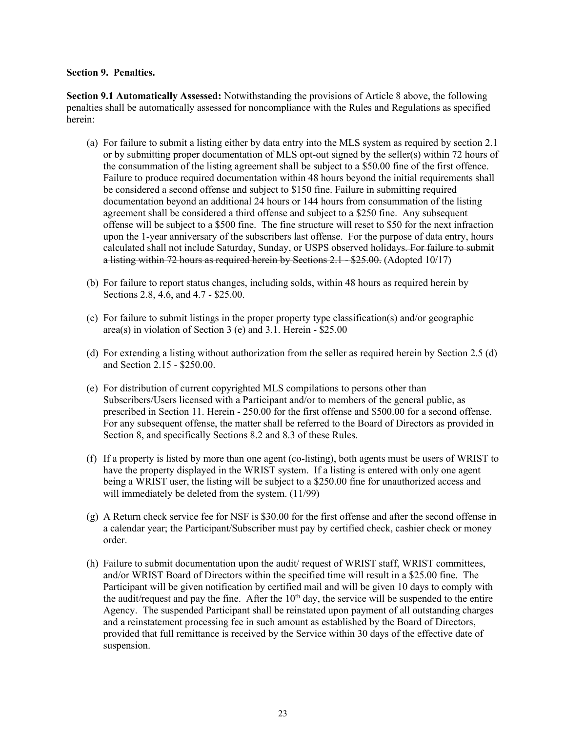**Section 9. Penalties.**

**Section 9.1 Automatically Assessed:** Notwithstanding the provisions of Article 8 above, the following penalties shall be automatically assessed for noncompliance with the Rules and Regulations as specified herein:

(a) For failure to submit a listing either by data entry into the MLS system as required by section 2.1 or by submitting proper documentation of MLS opt-out signed by the seller(s) within 72 hours of the consummation of the listing agreement shall be subject to a $50.00 fine of the first offence. Failure to produce required documentation within 48 hours beyond the initial requirements shall be considered a second offense and subject to $150 fine. Failure in submitting required documentation beyond an additional 24 hours or 144 hours from consummation of the listing agreement shall be considered a third offense and subject to a $250 fine. Any subsequent offense will be subject to a $500 fine. The fine structure will reset to $50 for the next infraction upon the 1-year anniversary of the subscribers last offense. For the purpose of data entry, hours calculated shall not include Saturday, Sunday, or USPS observed holidays~~. For failure to submit a listing within 72 hours as required herein by Sections 2.1 - $25.00.~~ (Adopted 10/17)

(b) For failure to report status changes, including solds, within 48 hours as required herein by Sections 2.8, 4.6, and 4.7 - $25.00.

(c) For failure to submit listings in the proper property type classification(s) and/or geographic area(s) in violation of Section 3 (e) and 3.1. Herein - $25.00

(d) For extending a listing without authorization from the seller as required herein by Section 2.5 (d) and Section 2.15 - $250.00.

(e) For distribution of current copyrighted MLS compilations to persons other than Subscribers/Users licensed with a Participant and/or to members of the general public, as prescribed in Section 11. Herein - 250.00 for the first offense and $500.00 for a second offense. For any subsequent offense, the matter shall be referred to the Board of Directors as provided in Section 8, and specifically Sections 8.2 and 8.3 of these Rules.

(f) If a property is listed by more than one agent (co-listing), both agents must be users of WRIST to have the property displayed in the WRIST system. If a listing is entered with only one agent being a WRIST user, the listing will be subject to a $250.00 fine for unauthorized access and will immediately be deleted from the system. (11/99)

(g) A Return check service fee for NSF is $30.00 for the first offense and after the second offense in a calendar year; the Participant/Subscriber must pay by certified check, cashier check or money order.

(h) Failure to submit documentation upon the audit/ request of WRIST staff, WRIST committees, and/or WRIST Board of Directors within the specified time will result in a $25.00 fine. The Participant will be given notification by certified mail and will be given 10 days to comply with the audit/request and pay the fine. After the 10th day, the service will be suspended to the entire Agency. The suspended Participant shall be reinstated upon payment of all outstanding charges and a reinstatement processing fee in such amount as established by the Board of Directors, provided that full remittance is received by the Service within 30 days of the effective date of suspension.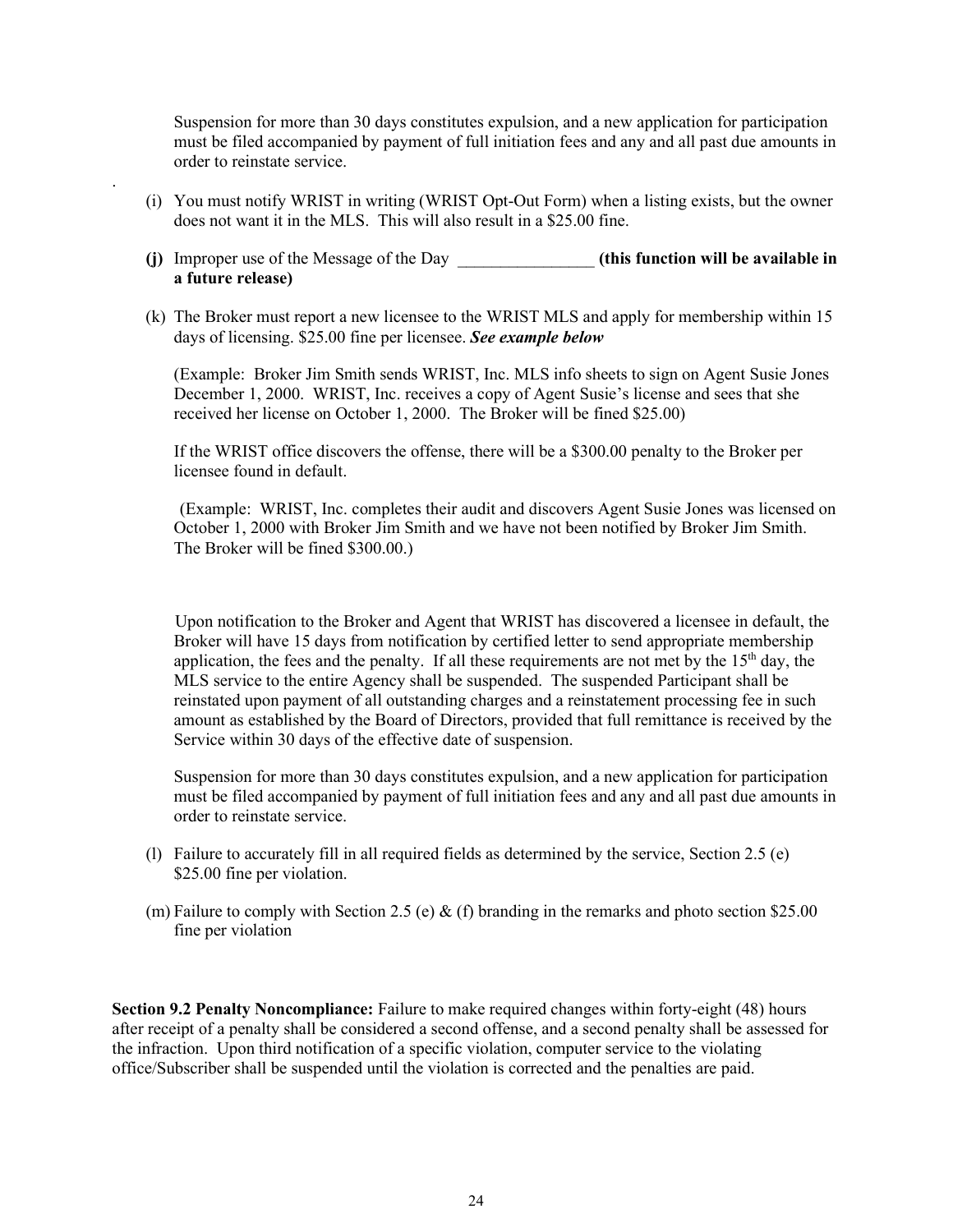Suspension for more than 30 days constitutes expulsion, and a new application for participation must be filed accompanied by payment of full initiation fees and any and all past due amounts in order to reinstate service.

(i) You must notify WRIST in writing (WRIST Opt-Out Form) when a listing exists, but the owner does not want it in the MLS. This will also result in a $25.00 fine.

**(j)** Improper use of the Message of the Day ________________ **(this function will be available in a future release)**

(k) The Broker must report a new licensee to the WRIST MLS and apply for membership within 15 days of licensing. $25.00 fine per licensee. ***See example below***

(Example: Broker Jim Smith sends WRIST, Inc. MLS info sheets to sign on Agent Susie Jones December 1, 2000. WRIST, Inc. receives a copy of Agent Susie's license and sees that she received her license on October 1, 2000. The Broker will be fined $25.00)

If the WRIST office discovers the offense, there will be a $300.00 penalty to the Broker per licensee found in default.

(Example: WRIST, Inc. completes their audit and discovers Agent Susie Jones was licensed on October 1, 2000 with Broker Jim Smith and we have not been notified by Broker Jim Smith. The Broker will be fined $300.00.)

Upon notification to the Broker and Agent that WRIST has discovered a licensee in default, the Broker will have 15 days from notification by certified letter to send appropriate membership application, the fees and the penalty. If all these requirements are not met by the 15th day, the MLS service to the entire Agency shall be suspended. The suspended Participant shall be reinstated upon payment of all outstanding charges and a reinstatement processing fee in such amount as established by the Board of Directors, provided that full remittance is received by the Service within 30 days of the effective date of suspension.

Suspension for more than 30 days constitutes expulsion, and a new application for participation must be filed accompanied by payment of full initiation fees and any and all past due amounts in order to reinstate service.

(l) Failure to accurately fill in all required fields as determined by the service, Section 2.5 (e) $25.00 fine per violation.

(m) Failure to comply with Section 2.5 (e) & (f) branding in the remarks and photo section $25.00 fine per violation

**Section 9.2 Penalty Noncompliance:** Failure to make required changes within forty-eight (48) hours after receipt of a penalty shall be considered a second offense, and a second penalty shall be assessed for the infraction. Upon third notification of a specific violation, computer service to the violating office/Subscriber shall be suspended until the violation is corrected and the penalties are paid.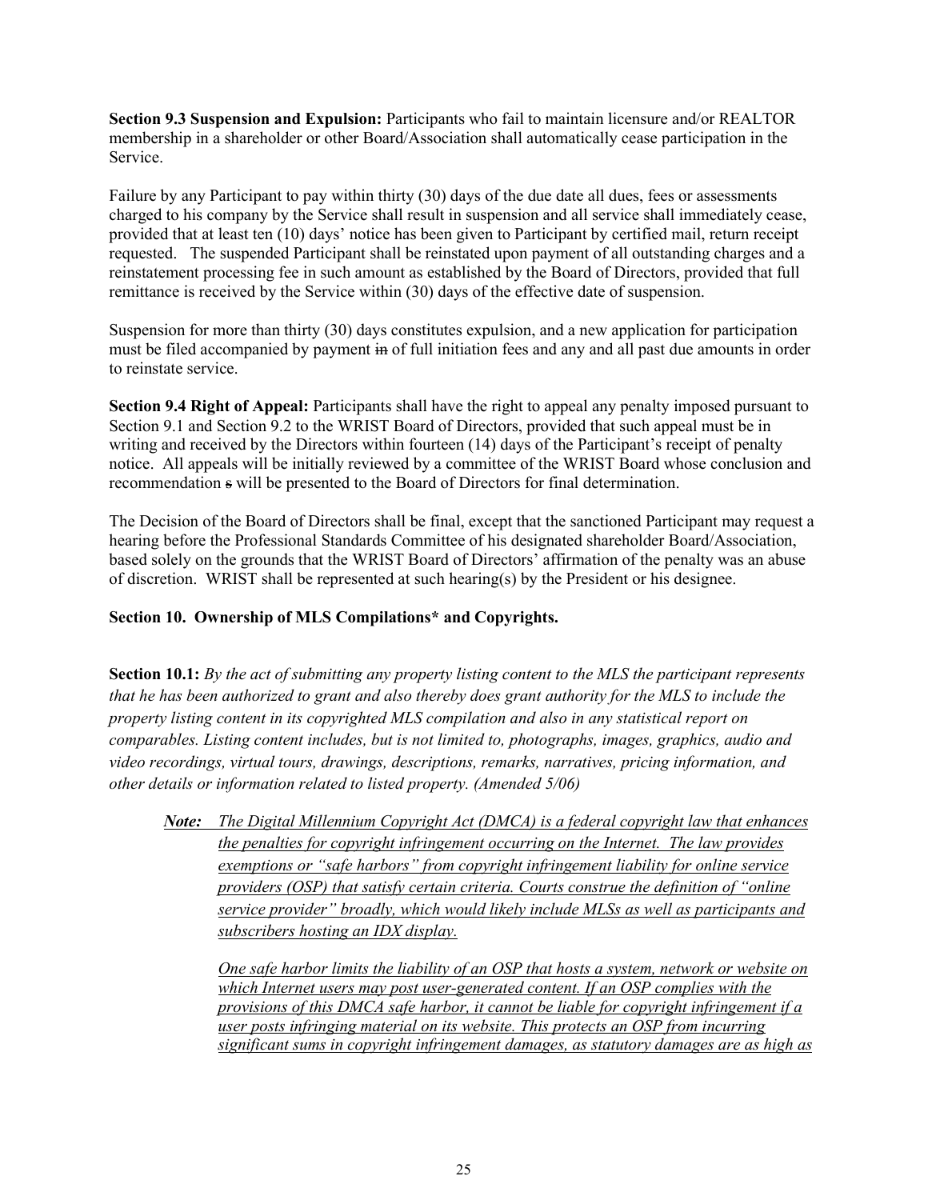**Section 9.3 Suspension and Expulsion:** Participants who fail to maintain licensure and/or REALTOR membership in a shareholder or other Board/Association shall automatically cease participation in the Service.

Failure by any Participant to pay within thirty (30) days of the due date all dues, fees or assessments charged to his company by the Service shall result in suspension and all service shall immediately cease, provided that at least ten (10) days' notice has been given to Participant by certified mail, return receipt requested. The suspended Participant shall be reinstated upon payment of all outstanding charges and a reinstatement processing fee in such amount as established by the Board of Directors, provided that full remittance is received by the Service within (30) days of the effective date of suspension.

Suspension for more than thirty (30) days constitutes expulsion, and a new application for participation must be filed accompanied by payment ~~in~~ of full initiation fees and any and all past due amounts in order to reinstate service.

**Section 9.4 Right of Appeal:** Participants shall have the right to appeal any penalty imposed pursuant to Section 9.1 and Section 9.2 to the WRIST Board of Directors, provided that such appeal must be in writing and received by the Directors within fourteen (14) days of the Participant's receipt of penalty notice. All appeals will be initially reviewed by a committee of the WRIST Board whose conclusion and recommendation ~~s~~ will be presented to the Board of Directors for final determination.

The Decision of the Board of Directors shall be final, except that the sanctioned Participant may request a hearing before the Professional Standards Committee of his designated shareholder Board/Association, based solely on the grounds that the WRIST Board of Directors' affirmation of the penalty was an abuse of discretion. WRIST shall be represented at such hearing(s) by the President or his designee.

**Section 10. Ownership of MLS Compilations* and Copyrights.**

**Section 10.1:** *By the act of submitting any property listing content to the MLS the participant represents that he has been authorized to grant and also thereby does grant authority for the MLS to include the property listing content in its copyrighted MLS compilation and also in any statistical report on comparables. Listing content includes, but is not limited to, photographs, images, graphics, audio and video recordings, virtual tours, drawings, descriptions, remarks, narratives, pricing information, and other details or information related to listed property. (Amended 5/06)*

> ***Note:*** *The Digital Millennium Copyright Act (DMCA) is a federal copyright law that enhances the penalties for copyright infringement occurring on the Internet. The law provides exemptions or "safe harbors" from copyright infringement liability for online service providers (OSP) that satisfy certain criteria. Courts construe the definition of "online service provider" broadly, which would likely include MLSs as well as participants and subscribers hosting an IDX display.*
>
> *One safe harbor limits the liability of an OSP that hosts a system, network or website on which Internet users may post user-generated content. If an OSP complies with the provisions of this DMCA safe harbor, it cannot be liable for copyright infringement if a user posts infringing material on its website. This protects an OSP from incurring significant sums in copyright infringement damages, as statutory damages are as high as*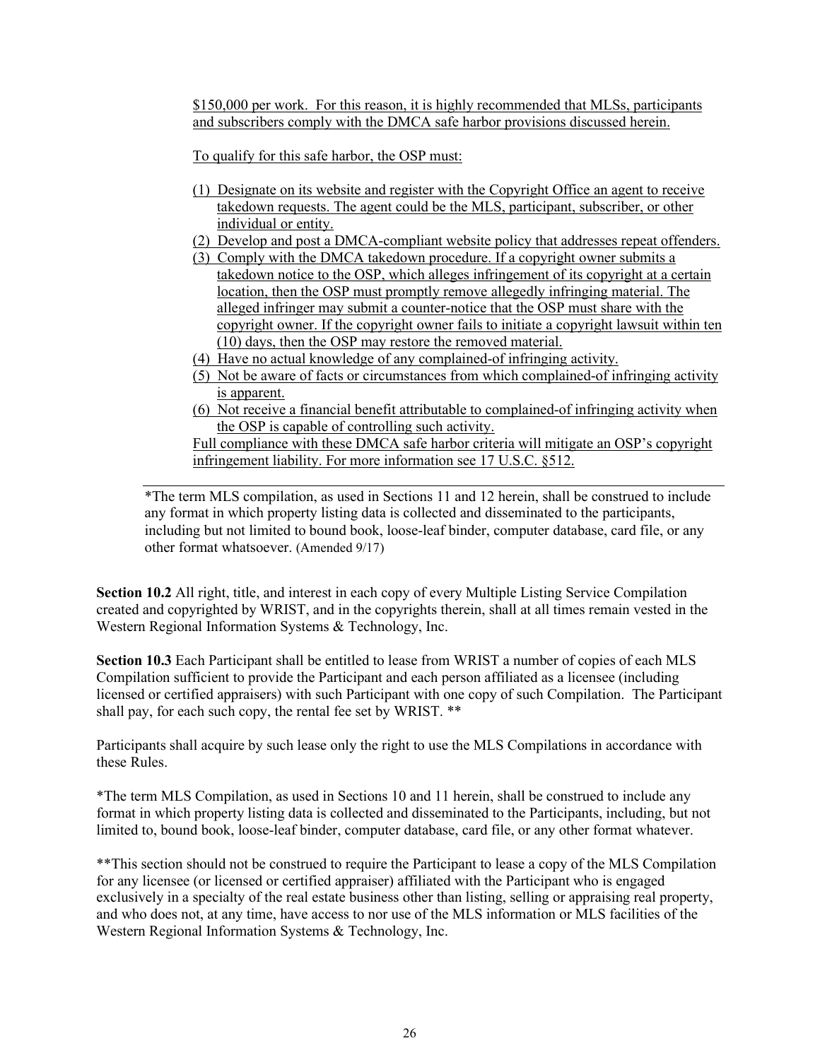$150,000 per work. For this reason, it is highly recommended that MLSs, participants and subscribers comply with the DMCA safe harbor provisions discussed herein.

To qualify for this safe harbor, the OSP must:

(1) Designate on its website and register with the Copyright Office an agent to receive takedown requests. The agent could be the MLS, participant, subscriber, or other individual or entity.
(2) Develop and post a DMCA-compliant website policy that addresses repeat offenders.
(3) Comply with the DMCA takedown procedure. If a copyright owner submits a takedown notice to the OSP, which alleges infringement of its copyright at a certain location, then the OSP must promptly remove allegedly infringing material. The alleged infringer may submit a counter-notice that the OSP must share with the copyright owner. If the copyright owner fails to initiate a copyright lawsuit within ten (10) days, then the OSP may restore the removed material.
(4) Have no actual knowledge of any complained-of infringing activity.
(5) Not be aware of facts or circumstances from which complained-of infringing activity is apparent.
(6) Not receive a financial benefit attributable to complained-of infringing activity when the OSP is capable of controlling such activity.

Full compliance with these DMCA safe harbor criteria will mitigate an OSP's copyright infringement liability. For more information see 17 U.S.C. §512.

---

*The term MLS compilation, as used in Sections 11 and 12 herein, shall be construed to include any format in which property listing data is collected and disseminated to the participants, including but not limited to bound book, loose-leaf binder, computer database, card file, or any other format whatsoever. (Amended 9/17)

**Section 10.2** All right, title, and interest in each copy of every Multiple Listing Service Compilation created and copyrighted by WRIST, and in the copyrights therein, shall at all times remain vested in the Western Regional Information Systems & Technology, Inc.

**Section 10.3** Each Participant shall be entitled to lease from WRIST a number of copies of each MLS Compilation sufficient to provide the Participant and each person affiliated as a licensee (including licensed or certified appraisers) with such Participant with one copy of such Compilation. The Participant shall pay, for each such copy, the rental fee set by WRIST. **

Participants shall acquire by such lease only the right to use the MLS Compilations in accordance with these Rules.

*The term MLS Compilation, as used in Sections 10 and 11 herein, shall be construed to include any format in which property listing data is collected and disseminated to the Participants, including, but not limited to, bound book, loose-leaf binder, computer database, card file, or any other format whatever.

**This section should not be construed to require the Participant to lease a copy of the MLS Compilation for any licensee (or licensed or certified appraiser) affiliated with the Participant who is engaged exclusively in a specialty of the real estate business other than listing, selling or appraising real property, and who does not, at any time, have access to nor use of the MLS information or MLS facilities of the Western Regional Information Systems & Technology, Inc.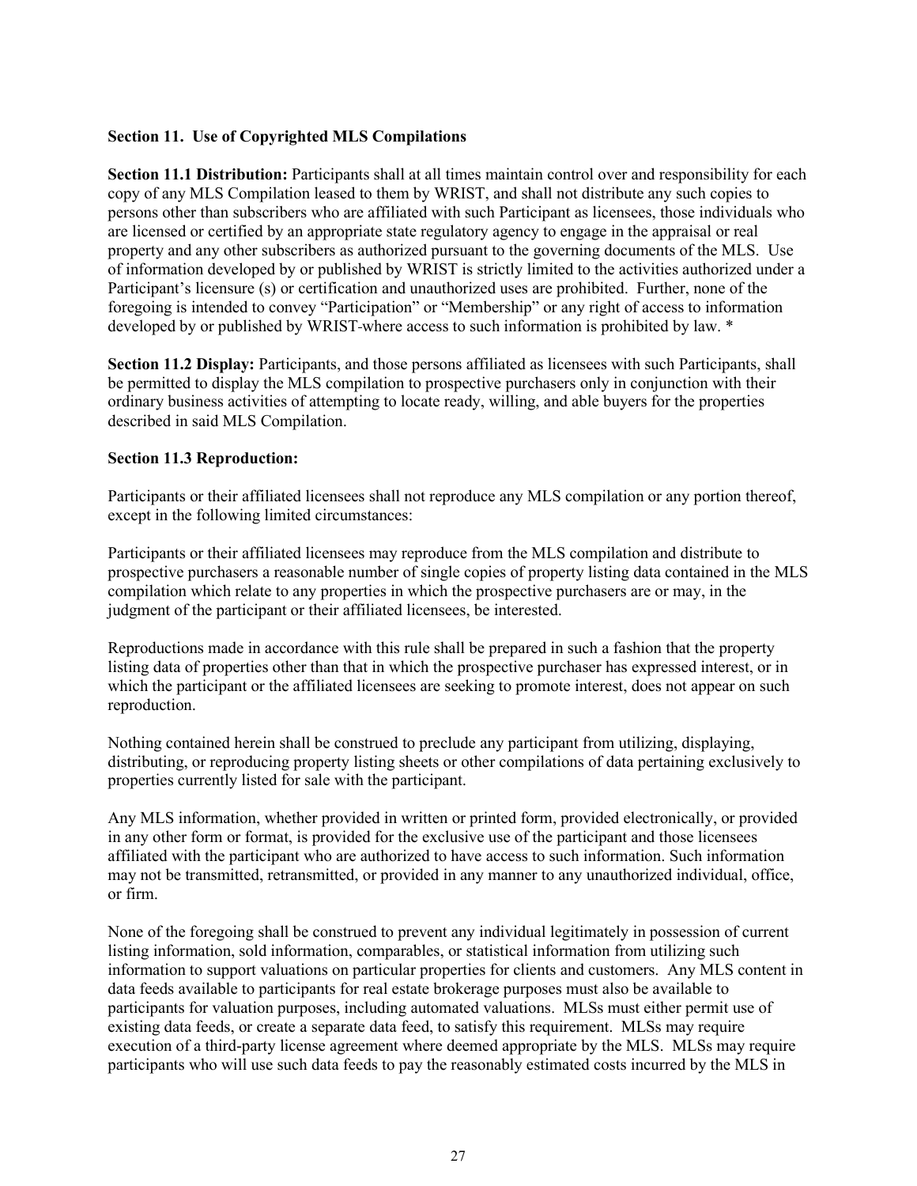**Section 11. Use of Copyrighted MLS Compilations**

**Section 11.1 Distribution:** Participants shall at all times maintain control over and responsibility for each copy of any MLS Compilation leased to them by WRIST, and shall not distribute any such copies to persons other than subscribers who are affiliated with such Participant as licensees, those individuals who are licensed or certified by an appropriate state regulatory agency to engage in the appraisal or real property and any other subscribers as authorized pursuant to the governing documents of the MLS. Use of information developed by or published by WRIST is strictly limited to the activities authorized under a Participant's licensure (s) or certification and unauthorized uses are prohibited. Further, none of the foregoing is intended to convey "Participation" or "Membership" or any right of access to information developed by or published by WRIST where access to such information is prohibited by law. *

**Section 11.2 Display:** Participants, and those persons affiliated as licensees with such Participants, shall be permitted to display the MLS compilation to prospective purchasers only in conjunction with their ordinary business activities of attempting to locate ready, willing, and able buyers for the properties described in said MLS Compilation.

**Section 11.3 Reproduction:**

Participants or their affiliated licensees shall not reproduce any MLS compilation or any portion thereof, except in the following limited circumstances:

Participants or their affiliated licensees may reproduce from the MLS compilation and distribute to prospective purchasers a reasonable number of single copies of property listing data contained in the MLS compilation which relate to any properties in which the prospective purchasers are or may, in the judgment of the participant or their affiliated licensees, be interested.

Reproductions made in accordance with this rule shall be prepared in such a fashion that the property listing data of properties other than that in which the prospective purchaser has expressed interest, or in which the participant or the affiliated licensees are seeking to promote interest, does not appear on such reproduction.

Nothing contained herein shall be construed to preclude any participant from utilizing, displaying, distributing, or reproducing property listing sheets or other compilations of data pertaining exclusively to properties currently listed for sale with the participant.

Any MLS information, whether provided in written or printed form, provided electronically, or provided in any other form or format, is provided for the exclusive use of the participant and those licensees affiliated with the participant who are authorized to have access to such information. Such information may not be transmitted, retransmitted, or provided in any manner to any unauthorized individual, office, or firm.

None of the foregoing shall be construed to prevent any individual legitimately in possession of current listing information, sold information, comparables, or statistical information from utilizing such information to support valuations on particular properties for clients and customers. Any MLS content in data feeds available to participants for real estate brokerage purposes must also be available to participants for valuation purposes, including automated valuations. MLSs must either permit use of existing data feeds, or create a separate data feed, to satisfy this requirement. MLSs may require execution of a third-party license agreement where deemed appropriate by the MLS. MLSs may require participants who will use such data feeds to pay the reasonably estimated costs incurred by the MLS in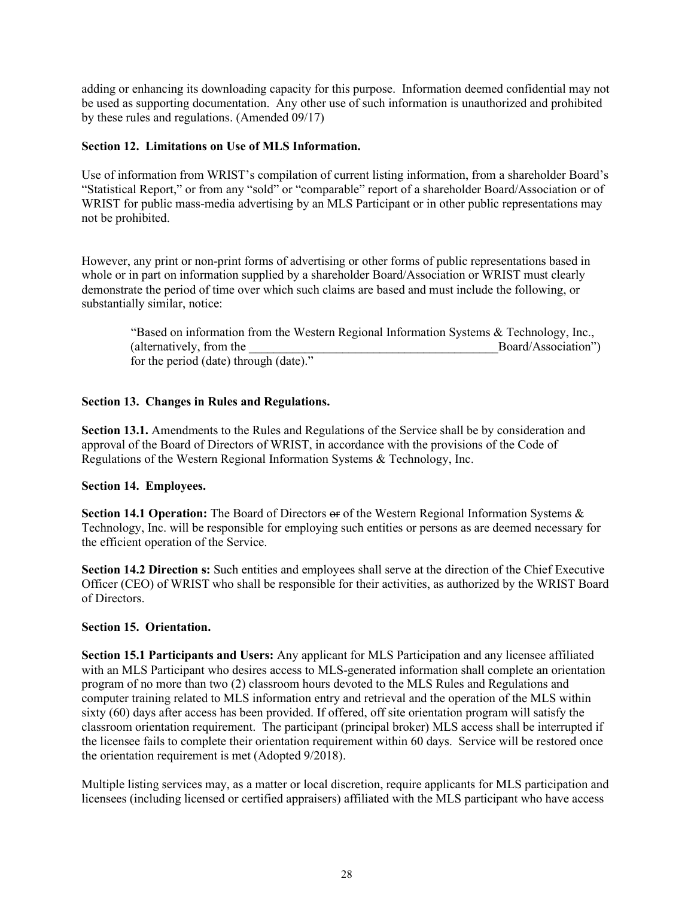adding or enhancing its downloading capacity for this purpose. Information deemed confidential may not be used as supporting documentation. Any other use of such information is unauthorized and prohibited by these rules and regulations. (Amended 09/17)

**Section 12. Limitations on Use of MLS Information.**

Use of information from WRIST's compilation of current listing information, from a shareholder Board's "Statistical Report," or from any "sold" or "comparable" report of a shareholder Board/Association or of WRIST for public mass-media advertising by an MLS Participant or in other public representations may not be prohibited.

However, any print or non-print forms of advertising or other forms of public representations based in whole or in part on information supplied by a shareholder Board/Association or WRIST must clearly demonstrate the period of time over which such claims are based and must include the following, or substantially similar, notice:

> "Based on information from the Western Regional Information Systems & Technology, Inc., (alternatively, from the ________________________________________Board/Association") for the period (date) through (date)."

**Section 13. Changes in Rules and Regulations.**

**Section 13.1.** Amendments to the Rules and Regulations of the Service shall be by consideration and approval of the Board of Directors of WRIST, in accordance with the provisions of the Code of Regulations of the Western Regional Information Systems & Technology, Inc.

**Section 14. Employees.**

**Section 14.1 Operation:** The Board of Directors ~~or~~ of the Western Regional Information Systems & Technology, Inc. will be responsible for employing such entities or persons as are deemed necessary for the efficient operation of the Service.

**Section 14.2 Direction s:** Such entities and employees shall serve at the direction of the Chief Executive Officer (CEO) of WRIST who shall be responsible for their activities, as authorized by the WRIST Board of Directors.

**Section 15. Orientation.**

**Section 15.1 Participants and Users:** Any applicant for MLS Participation and any licensee affiliated with an MLS Participant who desires access to MLS-generated information shall complete an orientation program of no more than two (2) classroom hours devoted to the MLS Rules and Regulations and computer training related to MLS information entry and retrieval and the operation of the MLS within sixty (60) days after access has been provided. If offered, off site orientation program will satisfy the classroom orientation requirement. The participant (principal broker) MLS access shall be interrupted if the licensee fails to complete their orientation requirement within 60 days. Service will be restored once the orientation requirement is met (Adopted 9/2018).

Multiple listing services may, as a matter or local discretion, require applicants for MLS participation and licensees (including licensed or certified appraisers) affiliated with the MLS participant who have access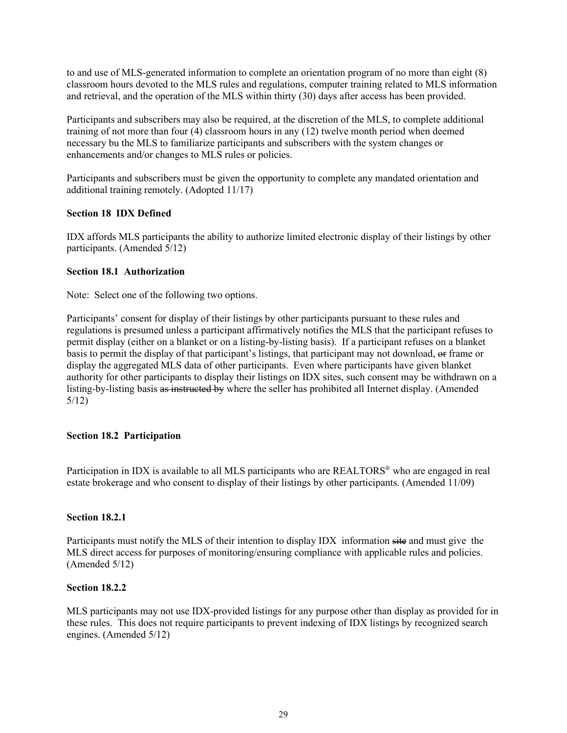to and use of MLS-generated information to complete an orientation program of no more than eight (8) classroom hours devoted to the MLS rules and regulations, computer training related to MLS information and retrieval, and the operation of the MLS within thirty (30) days after access has been provided.

Participants and subscribers may also be required, at the discretion of the MLS, to complete additional training of not more than four (4) classroom hours in any (12) twelve month period when deemed necessary bu the MLS to familiarize participants and subscribers with the system changes or enhancements and/or changes to MLS rules or policies.

Participants and subscribers must be given the opportunity to complete any mandated orientation and additional training remotely. (Adopted 11/17)

**Section 18 IDX Defined**

IDX affords MLS participants the ability to authorize limited electronic display of their listings by other participants. (Amended 5/12)

**Section 18.1 Authorization**

Note: Select one of the following two options.

Participants' consent for display of their listings by other participants pursuant to these rules and regulations is presumed unless a participant affirmatively notifies the MLS that the participant refuses to permit display (either on a blanket or on a listing-by-listing basis). If a participant refuses on a blanket basis to permit the display of that participant's listings, that participant may not download, ~~or~~ frame or display the aggregated MLS data of other participants. Even where participants have given blanket authority for other participants to display their listings on IDX sites, such consent may be withdrawn on a listing-by-listing basis ~~as instructed by~~ where the seller has prohibited all Internet display. (Amended 5/12)

**Section 18.2 Participation**

Participation in IDX is available to all MLS participants who are REALTORS® who are engaged in real estate brokerage and who consent to display of their listings by other participants. (Amended 11/09)

**Section 18.2.1**

Participants must notify the MLS of their intention to display IDX information ~~site~~ and must give the MLS direct access for purposes of monitoring/ensuring compliance with applicable rules and policies. (Amended 5/12)

**Section 18.2.2**

MLS participants may not use IDX-provided listings for any purpose other than display as provided for in these rules. This does not require participants to prevent indexing of IDX listings by recognized search engines. (Amended 5/12)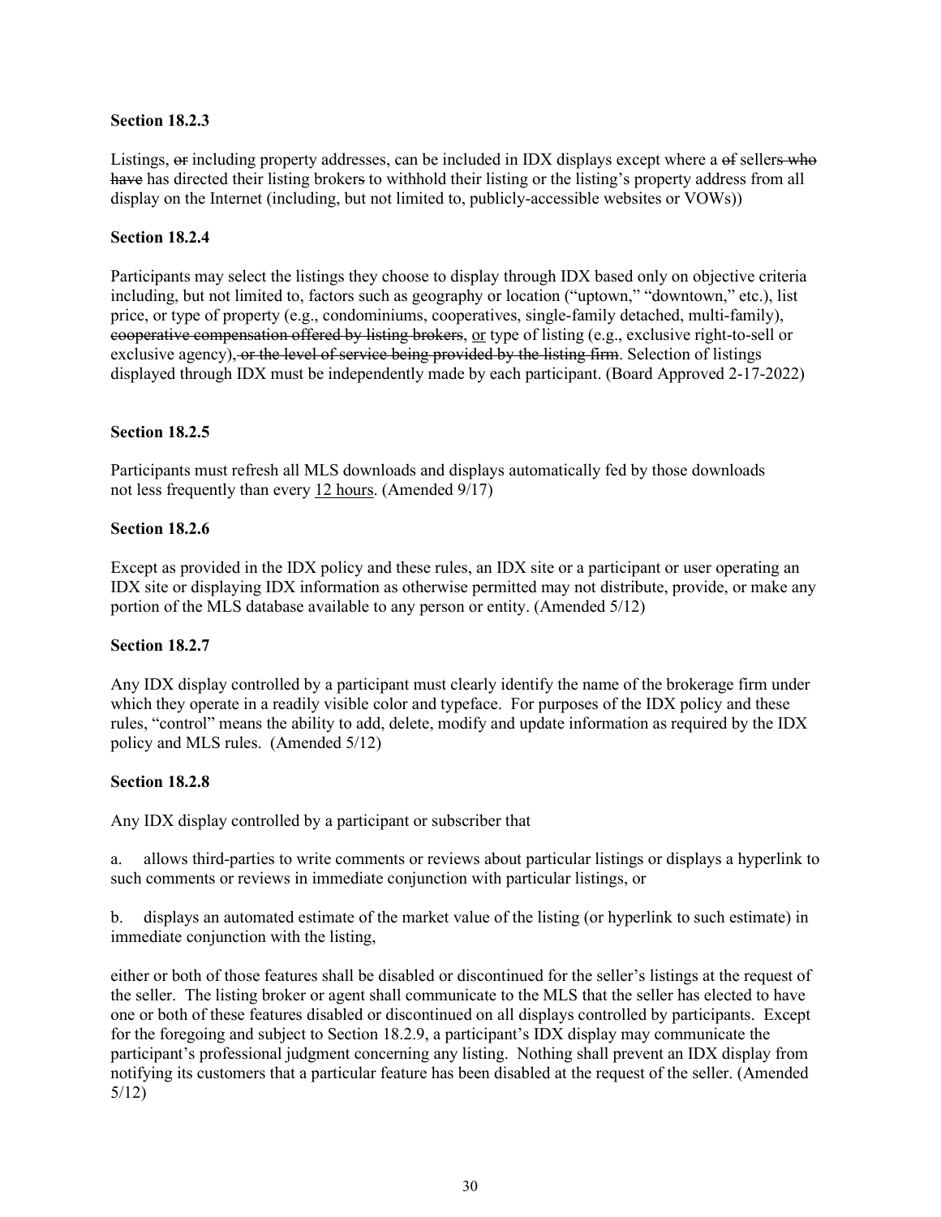**Section 18.2.3**

Listings, ~~or~~ including property addresses, can be included in IDX displays except where a ~~of~~ seller~~s who have~~ has directed their listing broker~~s~~ to withhold their listing or the listing's property address from all display on the Internet (including, but not limited to, publicly-accessible websites or VOWs))

**Section 18.2.4**

Participants may select the listings they choose to display through IDX based only on objective criteria including, but not limited to, factors such as geography or location ("uptown," "downtown," etc.), list price, or type of property (e.g., condominiums, cooperatives, single-family detached, multi-family), ~~cooperative compensation offered by listing brokers~~, <u>or</u> type of listing (e.g., exclusive right-to-sell or exclusive agency)~~, or the level of service being provided by the listing firm~~. Selection of listings displayed through IDX must be independently made by each participant. (Board Approved 2-17-2022)

**Section 18.2.5**

Participants must refresh all MLS downloads and displays automatically fed by those downloads not less frequently than every <u>12 hours</u>. (Amended 9/17)

**Section 18.2.6**

Except as provided in the IDX policy and these rules, an IDX site or a participant or user operating an IDX site or displaying IDX information as otherwise permitted may not distribute, provide, or make any portion of the MLS database available to any person or entity. (Amended 5/12)

**Section 18.2.7**

Any IDX display controlled by a participant must clearly identify the name of the brokerage firm under which they operate in a readily visible color and typeface. For purposes of the IDX policy and these rules, "control" means the ability to add, delete, modify and update information as required by the IDX policy and MLS rules. (Amended 5/12)

**Section 18.2.8**

Any IDX display controlled by a participant or subscriber that

a. allows third-parties to write comments or reviews about particular listings or displays a hyperlink to such comments or reviews in immediate conjunction with particular listings, or

b. displays an automated estimate of the market value of the listing (or hyperlink to such estimate) in immediate conjunction with the listing,

either or both of those features shall be disabled or discontinued for the seller's listings at the request of the seller. The listing broker or agent shall communicate to the MLS that the seller has elected to have one or both of these features disabled or discontinued on all displays controlled by participants. Except for the foregoing and subject to Section 18.2.9, a participant's IDX display may communicate the participant's professional judgment concerning any listing. Nothing shall prevent an IDX display from notifying its customers that a particular feature has been disabled at the request of the seller. (Amended 5/12)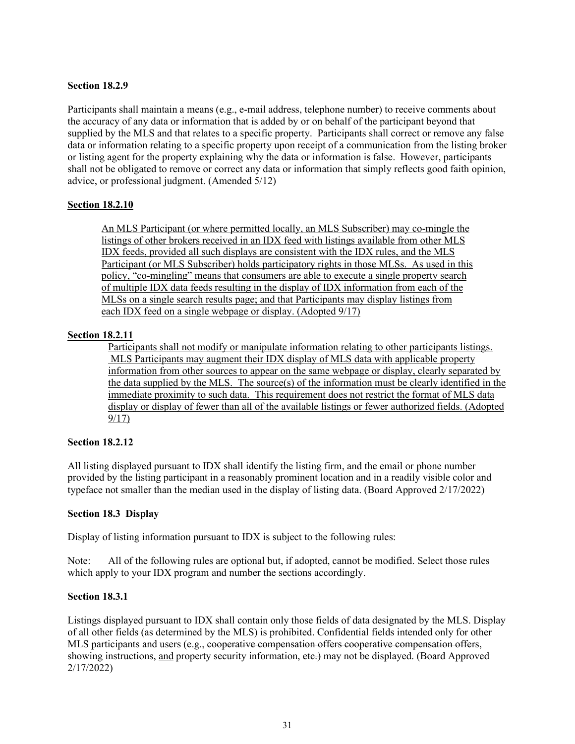**Section 18.2.9**

Participants shall maintain a means (e.g., e-mail address, telephone number) to receive comments about the accuracy of any data or information that is added by or on behalf of the participant beyond that supplied by the MLS and that relates to a specific property. Participants shall correct or remove any false data or information relating to a specific property upon receipt of a communication from the listing broker or listing agent for the property explaining why the data or information is false. However, participants shall not be obligated to remove or correct any data or information that simply reflects good faith opinion, advice, or professional judgment. (Amended 5/12)

<u>**Section 18.2.10**</u>

> <u>An MLS Participant (or where permitted locally, an MLS Subscriber) may co-mingle the listings of other brokers received in an IDX feed with listings available from other MLS IDX feeds, provided all such displays are consistent with the IDX rules, and the MLS Participant (or MLS Subscriber) holds participatory rights in those MLSs. As used in this policy, "co-mingling" means that consumers are able to execute a single property search of multiple IDX data feeds resulting in the display of IDX information from each of the MLSs on a single search results page; and that Participants may display listings from each IDX feed on a single webpage or display. (Adopted 9/17)</u>

<u>**Section 18.2.11**</u>

> <u>Participants shall not modify or manipulate information relating to other participants listings. MLS Participants may augment their IDX display of MLS data with applicable property information from other sources to appear on the same webpage or display, clearly separated by the data supplied by the MLS. The source(s) of the information must be clearly identified in the immediate proximity to such data. This requirement does not restrict the format of MLS data display or display of fewer than all of the available listings or fewer authorized fields. (Adopted 9/17)</u>

**Section 18.2.12**

All listing displayed pursuant to IDX shall identify the listing firm, and the email or phone number provided by the listing participant in a reasonably prominent location and in a readily visible color and typeface not smaller than the median used in the display of listing data. (Board Approved 2/17/2022)

**Section 18.3 Display**

Display of listing information pursuant to IDX is subject to the following rules:

Note: All of the following rules are optional but, if adopted, cannot be modified. Select those rules which apply to your IDX program and number the sections accordingly.

**Section 18.3.1**

Listings displayed pursuant to IDX shall contain only those fields of data designated by the MLS. Display of all other fields (as determined by the MLS) is prohibited. Confidential fields intended only for other MLS participants and users (e.g., ~~cooperative compensation offers cooperative compensation offers~~, showing instructions, <u>and</u> property security information, ~~etc.)~~ may not be displayed. (Board Approved 2/17/2022)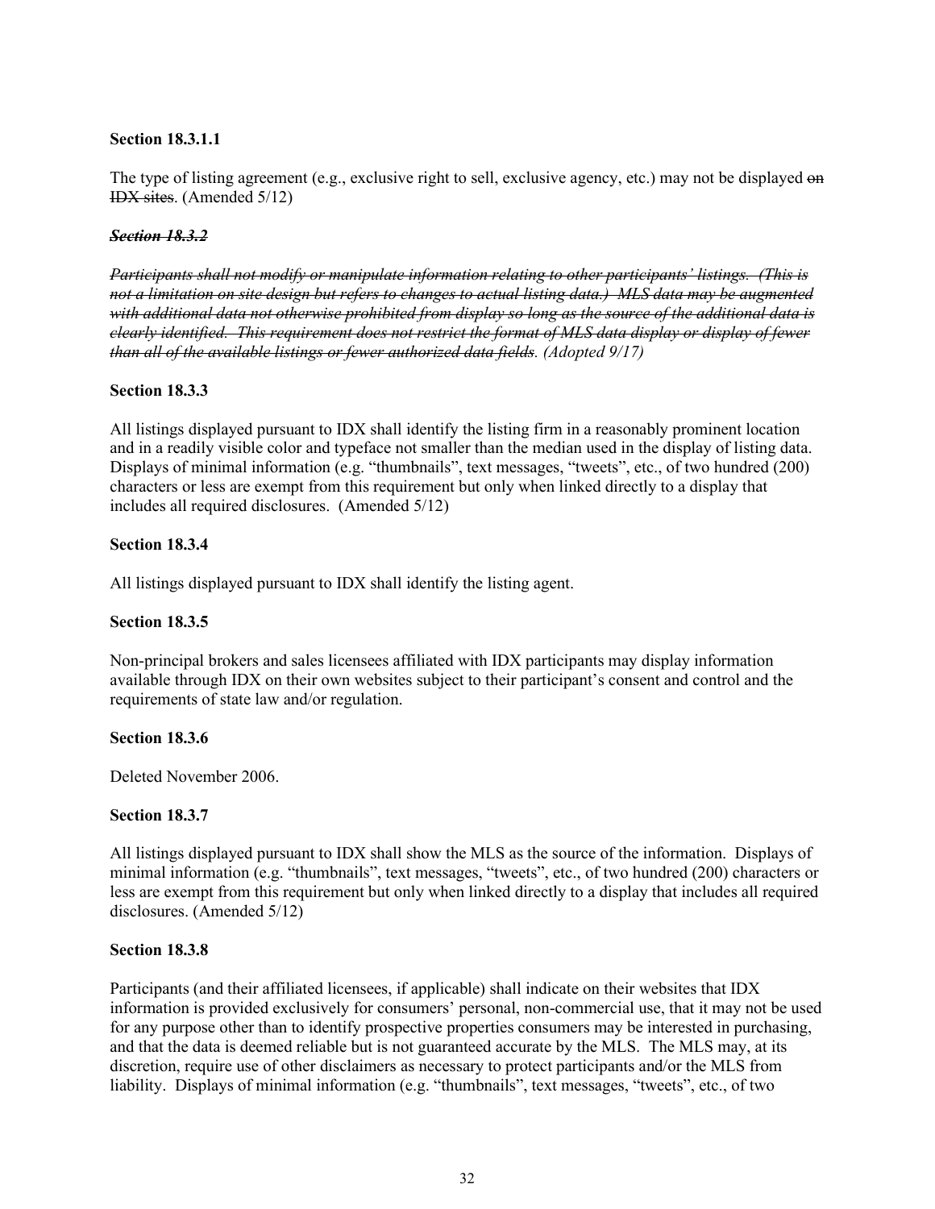**Section 18.3.1.1**

The type of listing agreement (e.g., exclusive right to sell, exclusive agency, etc.) may not be displayed ~~on IDX sites~~. (Amended 5/12)

***~~Section 18.3.2~~***

***~~Participants shall not modify or manipulate information relating to other participants' listings. (This is not a limitation on site design but refers to changes to actual listing data.) MLS data may be augmented with additional data not otherwise prohibited from display so long as the source of the additional data is clearly identified. This requirement does not restrict the format of MLS data display or display of fewer than all of the available listings or fewer authorized data fields~~***. *(Adopted 9/17)*

**Section 18.3.3**

All listings displayed pursuant to IDX shall identify the listing firm in a reasonably prominent location and in a readily visible color and typeface not smaller than the median used in the display of listing data. Displays of minimal information (e.g. "thumbnails", text messages, "tweets", etc., of two hundred (200) characters or less are exempt from this requirement but only when linked directly to a display that includes all required disclosures. (Amended 5/12)

**Section 18.3.4**

All listings displayed pursuant to IDX shall identify the listing agent.

**Section 18.3.5**

Non-principal brokers and sales licensees affiliated with IDX participants may display information available through IDX on their own websites subject to their participant's consent and control and the requirements of state law and/or regulation.

**Section 18.3.6**

Deleted November 2006.

**Section 18.3.7**

All listings displayed pursuant to IDX shall show the MLS as the source of the information. Displays of minimal information (e.g. "thumbnails", text messages, "tweets", etc., of two hundred (200) characters or less are exempt from this requirement but only when linked directly to a display that includes all required disclosures. (Amended 5/12)

**Section 18.3.8**

Participants (and their affiliated licensees, if applicable) shall indicate on their websites that IDX information is provided exclusively for consumers' personal, non-commercial use, that it may not be used for any purpose other than to identify prospective properties consumers may be interested in purchasing, and that the data is deemed reliable but is not guaranteed accurate by the MLS. The MLS may, at its discretion, require use of other disclaimers as necessary to protect participants and/or the MLS from liability. Displays of minimal information (e.g. "thumbnails", text messages, "tweets", etc., of two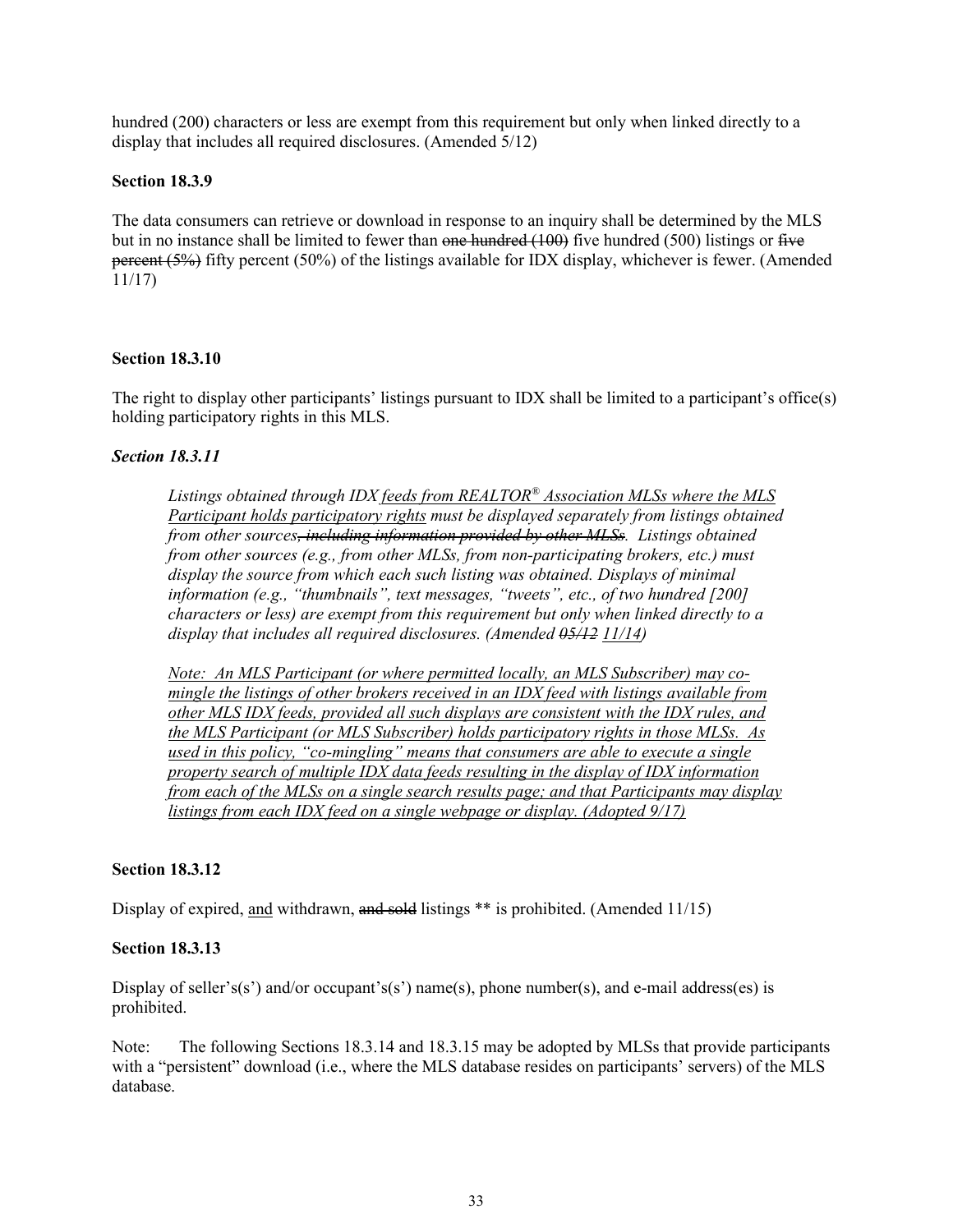hundred (200) characters or less are exempt from this requirement but only when linked directly to a display that includes all required disclosures. (Amended 5/12)

**Section 18.3.9**

The data consumers can retrieve or download in response to an inquiry shall be determined by the MLS but in no instance shall be limited to fewer than ~~one hundred (100)~~ five hundred (500) listings or ~~five percent (5%)~~ fifty percent (50%) of the listings available for IDX display, whichever is fewer. (Amended 11/17)

**Section 18.3.10**

The right to display other participants' listings pursuant to IDX shall be limited to a participant's office(s) holding participatory rights in this MLS.

***Section 18.3.11***

*Listings obtained through IDX <u>feeds from REALTOR® Association MLSs where the MLS Participant holds participatory rights</u> must be displayed separately from listings obtained from other sources~~, including information provided by other MLSs~~. Listings obtained from other sources (e.g., from other MLSs, from non-participating brokers, etc.) must display the source from which each such listing was obtained. Displays of minimal information (e.g., "thumbnails", text messages, "tweets", etc., of two hundred [200] characters or less) are exempt from this requirement but only when linked directly to a display that includes all required disclosures. (Amended ~~05/12~~ <u>11/14</u>)*

*<u>Note: An MLS Participant (or where permitted locally, an MLS Subscriber) may co-mingle the listings of other brokers received in an IDX feed with listings available from other MLS IDX feeds, provided all such displays are consistent with the IDX rules, and the MLS Participant (or MLS Subscriber) holds participatory rights in those MLSs. As used in this policy, "co-mingling" means that consumers are able to execute a single property search of multiple IDX data feeds resulting in the display of IDX information from each of the MLSs on a single search results page; and that Participants may display listings from each IDX feed on a single webpage or display. (Adopted 9/17)</u>*

**Section 18.3.12**

Display of expired, <u>and</u> withdrawn, ~~and sold~~ listings ** is prohibited. (Amended 11/15)

**Section 18.3.13**

Display of seller's(s') and/or occupant's(s') name(s), phone number(s), and e-mail address(es) is prohibited.

Note: The following Sections 18.3.14 and 18.3.15 may be adopted by MLSs that provide participants with a "persistent" download (i.e., where the MLS database resides on participants' servers) of the MLS database.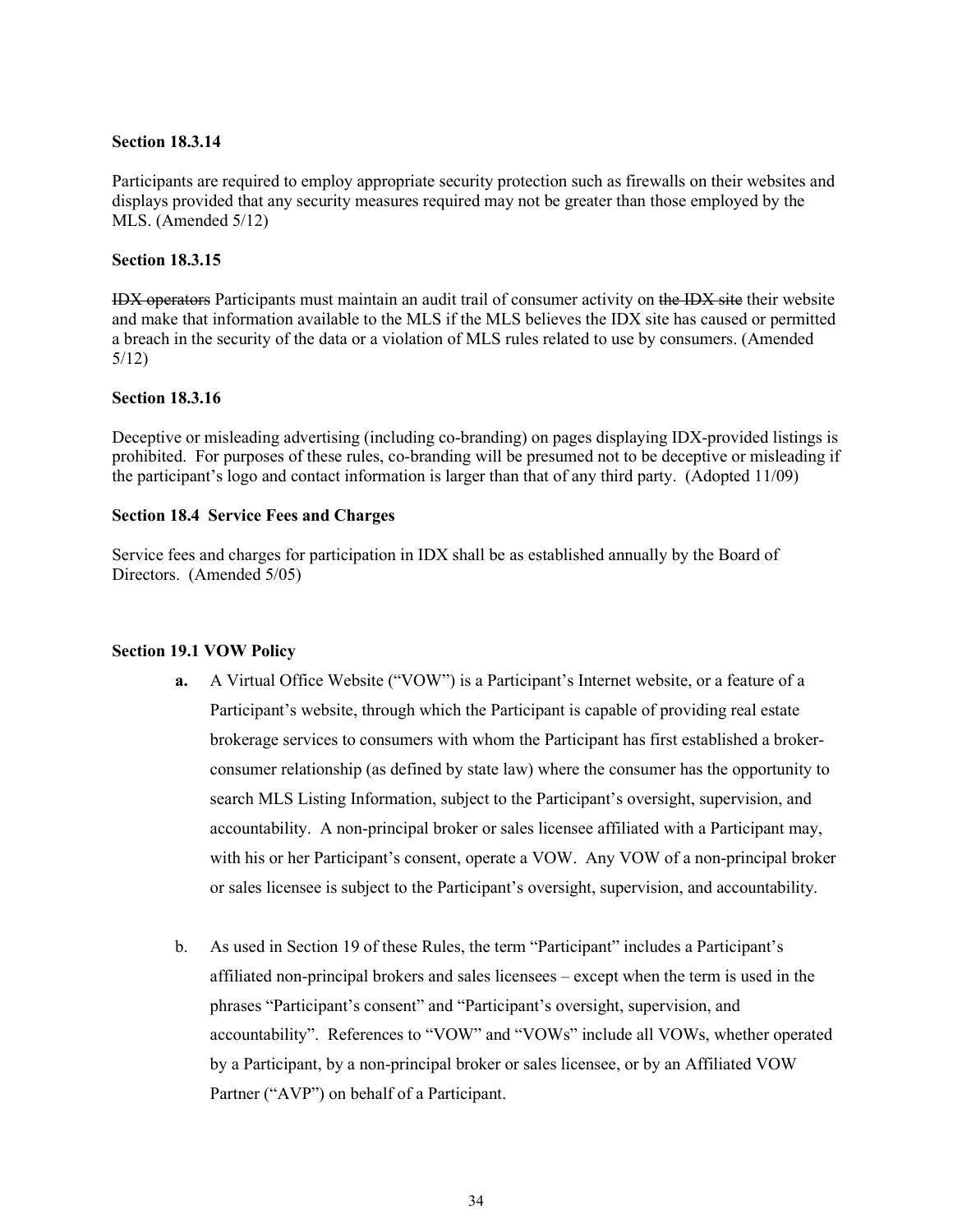**Section 18.3.14**

Participants are required to employ appropriate security protection such as firewalls on their websites and displays provided that any security measures required may not be greater than those employed by the MLS. (Amended 5/12)

**Section 18.3.15**

~~IDX operators~~ Participants must maintain an audit trail of consumer activity on ~~the IDX site~~ their website and make that information available to the MLS if the MLS believes the IDX site has caused or permitted a breach in the security of the data or a violation of MLS rules related to use by consumers. (Amended 5/12)

**Section 18.3.16**

Deceptive or misleading advertising (including co-branding) on pages displaying IDX-provided listings is prohibited. For purposes of these rules, co-branding will be presumed not to be deceptive or misleading if the participant's logo and contact information is larger than that of any third party. (Adopted 11/09)

**Section 18.4 Service Fees and Charges**

Service fees and charges for participation in IDX shall be as established annually by the Board of Directors. (Amended 5/05)

**Section 19.1 VOW Policy**

**a.** A Virtual Office Website ("VOW") is a Participant's Internet website, or a feature of a Participant's website, through which the Participant is capable of providing real estate brokerage services to consumers with whom the Participant has first established a broker-consumer relationship (as defined by state law) where the consumer has the opportunity to search MLS Listing Information, subject to the Participant's oversight, supervision, and accountability. A non-principal broker or sales licensee affiliated with a Participant may, with his or her Participant's consent, operate a VOW. Any VOW of a non-principal broker or sales licensee is subject to the Participant's oversight, supervision, and accountability.

b. As used in Section 19 of these Rules, the term "Participant" includes a Participant's affiliated non-principal brokers and sales licensees – except when the term is used in the phrases "Participant's consent" and "Participant's oversight, supervision, and accountability". References to "VOW" and "VOWs" include all VOWs, whether operated by a Participant, by a non-principal broker or sales licensee, or by an Affiliated VOW Partner ("AVP") on behalf of a Participant.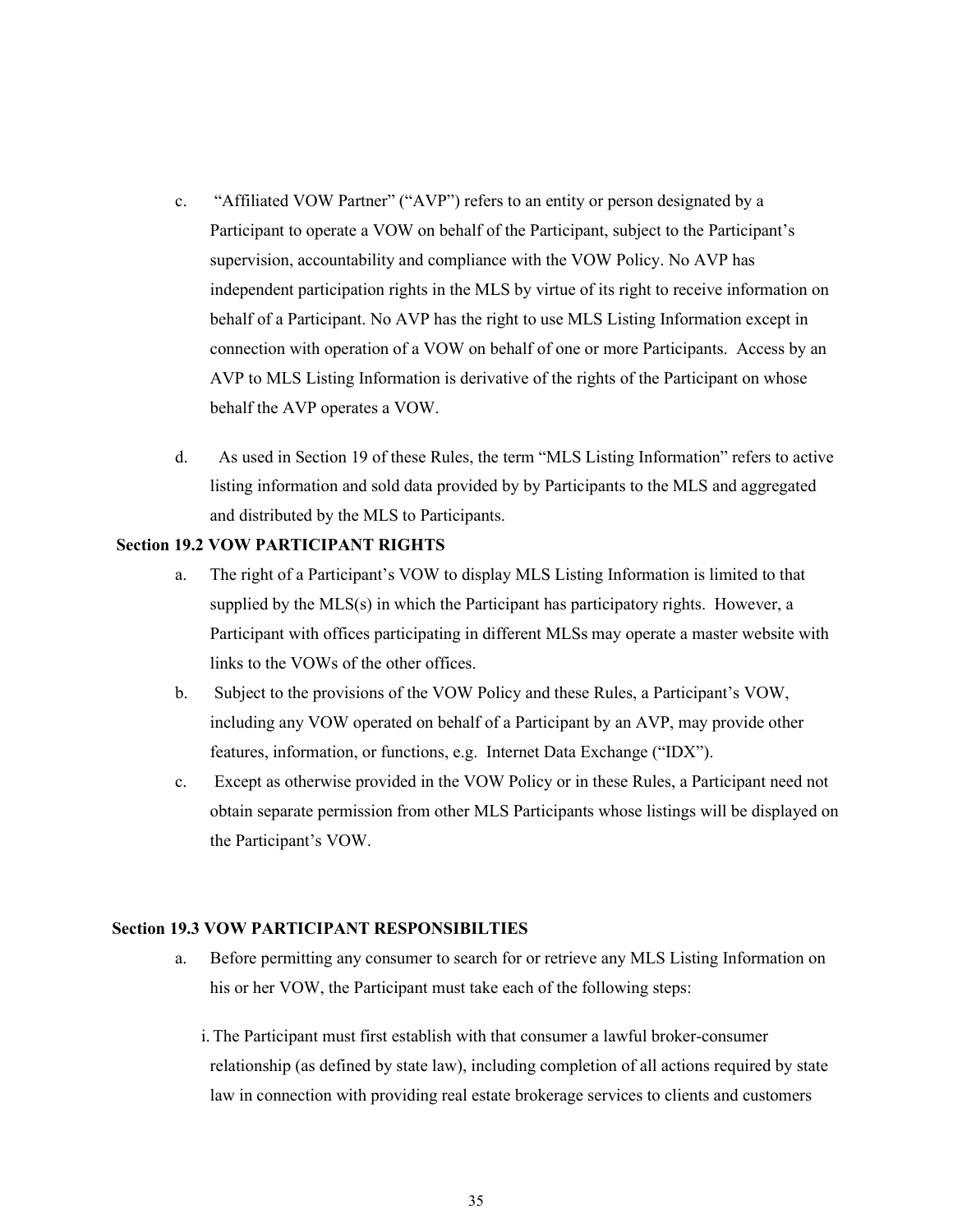c. "Affiliated VOW Partner" ("AVP") refers to an entity or person designated by a Participant to operate a VOW on behalf of the Participant, subject to the Participant's supervision, accountability and compliance with the VOW Policy. No AVP has independent participation rights in the MLS by virtue of its right to receive information on behalf of a Participant. No AVP has the right to use MLS Listing Information except in connection with operation of a VOW on behalf of one or more Participants. Access by an AVP to MLS Listing Information is derivative of the rights of the Participant on whose behalf the AVP operates a VOW.

d. As used in Section 19 of these Rules, the term "MLS Listing Information" refers to active listing information and sold data provided by by Participants to the MLS and aggregated and distributed by the MLS to Participants.

**Section 19.2 VOW PARTICIPANT RIGHTS**

a. The right of a Participant's VOW to display MLS Listing Information is limited to that supplied by the MLS(s) in which the Participant has participatory rights. However, a Participant with offices participating in different MLSs may operate a master website with links to the VOWs of the other offices.

b. Subject to the provisions of the VOW Policy and these Rules, a Participant's VOW, including any VOW operated on behalf of a Participant by an AVP, may provide other features, information, or functions, e.g. Internet Data Exchange ("IDX").

c. Except as otherwise provided in the VOW Policy or in these Rules, a Participant need not obtain separate permission from other MLS Participants whose listings will be displayed on the Participant's VOW.

**Section 19.3 VOW PARTICIPANT RESPONSIBILTIES**

a. Before permitting any consumer to search for or retrieve any MLS Listing Information on his or her VOW, the Participant must take each of the following steps:

i. The Participant must first establish with that consumer a lawful broker-consumer relationship (as defined by state law), including completion of all actions required by state law in connection with providing real estate brokerage services to clients and customers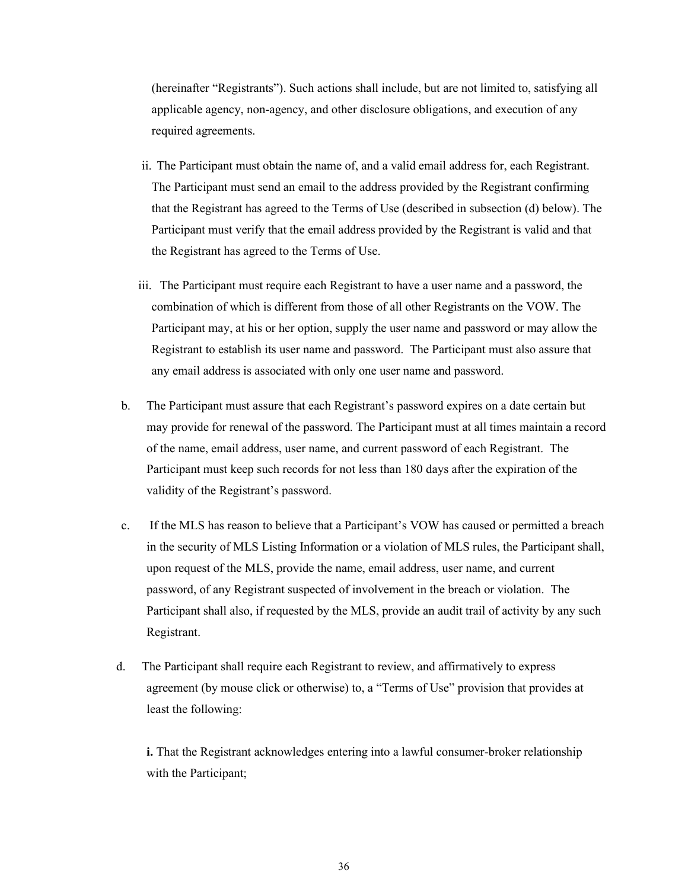(hereinafter "Registrants"). Such actions shall include, but are not limited to, satisfying all applicable agency, non-agency, and other disclosure obligations, and execution of any required agreements.

ii. The Participant must obtain the name of, and a valid email address for, each Registrant. The Participant must send an email to the address provided by the Registrant confirming that the Registrant has agreed to the Terms of Use (described in subsection (d) below). The Participant must verify that the email address provided by the Registrant is valid and that the Registrant has agreed to the Terms of Use.

iii. The Participant must require each Registrant to have a user name and a password, the combination of which is different from those of all other Registrants on the VOW. The Participant may, at his or her option, supply the user name and password or may allow the Registrant to establish its user name and password. The Participant must also assure that any email address is associated with only one user name and password.

b. The Participant must assure that each Registrant's password expires on a date certain but may provide for renewal of the password. The Participant must at all times maintain a record of the name, email address, user name, and current password of each Registrant. The Participant must keep such records for not less than 180 days after the expiration of the validity of the Registrant's password.

c. If the MLS has reason to believe that a Participant's VOW has caused or permitted a breach in the security of MLS Listing Information or a violation of MLS rules, the Participant shall, upon request of the MLS, provide the name, email address, user name, and current password, of any Registrant suspected of involvement in the breach or violation. The Participant shall also, if requested by the MLS, provide an audit trail of activity by any such Registrant.

d. The Participant shall require each Registrant to review, and affirmatively to express agreement (by mouse click or otherwise) to, a "Terms of Use" provision that provides at least the following:

**i.** That the Registrant acknowledges entering into a lawful consumer-broker relationship with the Participant;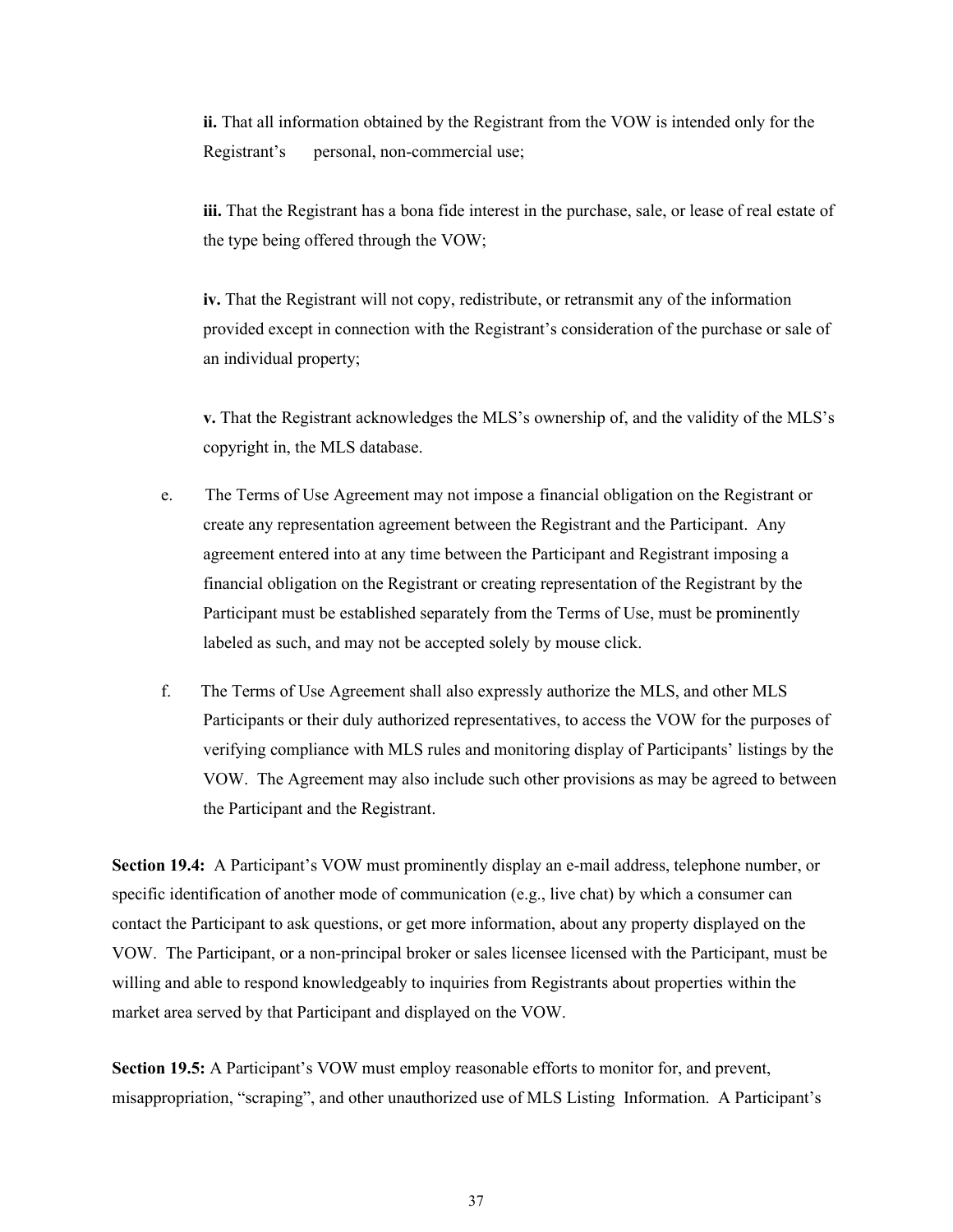**ii.** That all information obtained by the Registrant from the VOW is intended only for the Registrant's personal, non-commercial use;

**iii.** That the Registrant has a bona fide interest in the purchase, sale, or lease of real estate of the type being offered through the VOW;

**iv.** That the Registrant will not copy, redistribute, or retransmit any of the information provided except in connection with the Registrant's consideration of the purchase or sale of an individual property;

**v.** That the Registrant acknowledges the MLS's ownership of, and the validity of the MLS's copyright in, the MLS database.

e. The Terms of Use Agreement may not impose a financial obligation on the Registrant or create any representation agreement between the Registrant and the Participant. Any agreement entered into at any time between the Participant and Registrant imposing a financial obligation on the Registrant or creating representation of the Registrant by the Participant must be established separately from the Terms of Use, must be prominently labeled as such, and may not be accepted solely by mouse click.

f. The Terms of Use Agreement shall also expressly authorize the MLS, and other MLS Participants or their duly authorized representatives, to access the VOW for the purposes of verifying compliance with MLS rules and monitoring display of Participants' listings by the VOW. The Agreement may also include such other provisions as may be agreed to between the Participant and the Registrant.

**Section 19.4:** A Participant's VOW must prominently display an e-mail address, telephone number, or specific identification of another mode of communication (e.g., live chat) by which a consumer can contact the Participant to ask questions, or get more information, about any property displayed on the VOW. The Participant, or a non-principal broker or sales licensee licensed with the Participant, must be willing and able to respond knowledgeably to inquiries from Registrants about properties within the market area served by that Participant and displayed on the VOW.

**Section 19.5:** A Participant's VOW must employ reasonable efforts to monitor for, and prevent, misappropriation, "scraping", and other unauthorized use of MLS Listing Information. A Participant's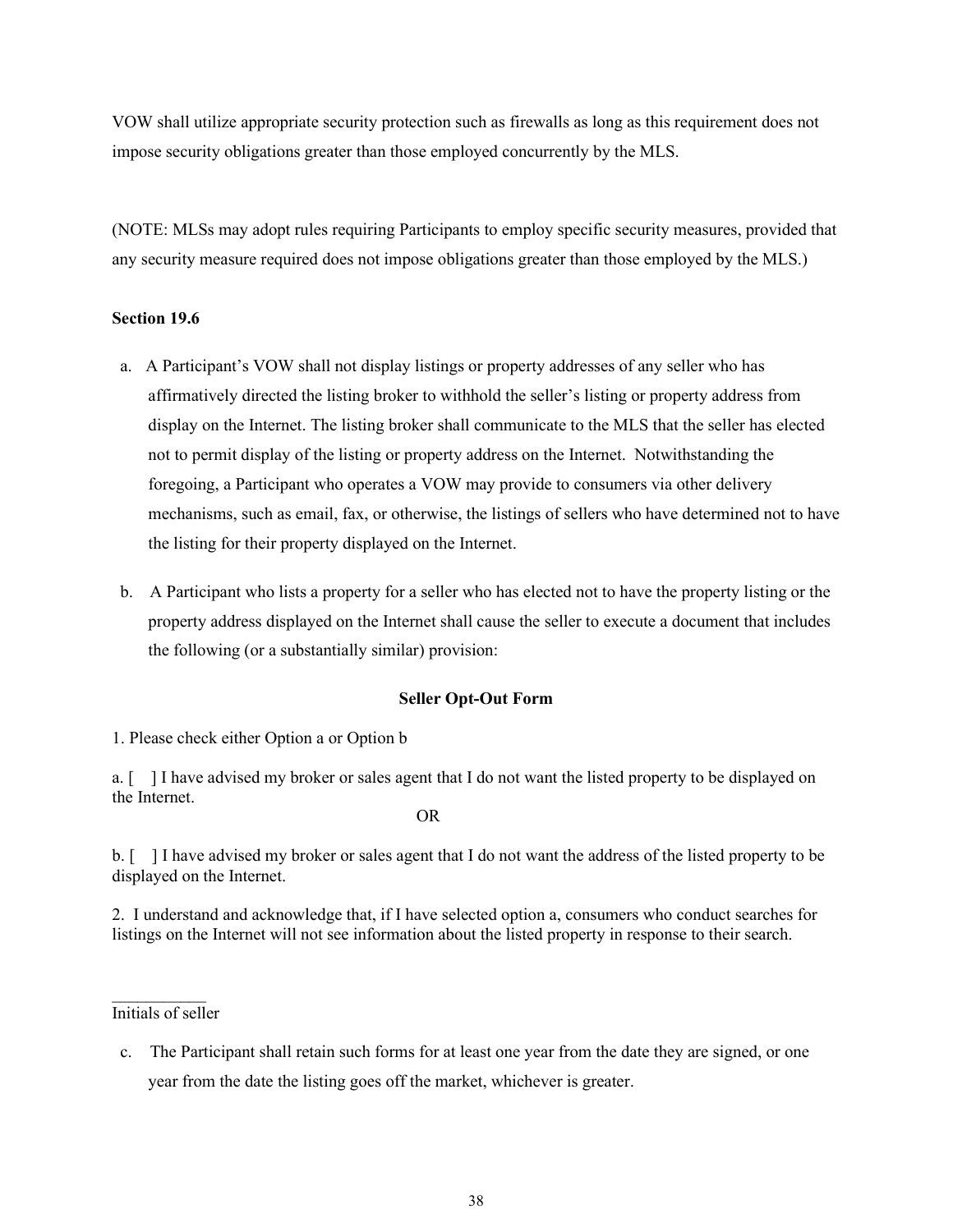VOW shall utilize appropriate security protection such as firewalls as long as this requirement does not impose security obligations greater than those employed concurrently by the MLS.

(NOTE: MLSs may adopt rules requiring Participants to employ specific security measures, provided that any security measure required does not impose obligations greater than those employed by the MLS.)

**Section 19.6**

a. A Participant's VOW shall not display listings or property addresses of any seller who has affirmatively directed the listing broker to withhold the seller's listing or property address from display on the Internet. The listing broker shall communicate to the MLS that the seller has elected not to permit display of the listing or property address on the Internet. Notwithstanding the foregoing, a Participant who operates a VOW may provide to consumers via other delivery mechanisms, such as email, fax, or otherwise, the listings of sellers who have determined not to have the listing for their property displayed on the Internet.

b. A Participant who lists a property for a seller who has elected not to have the property listing or the property address displayed on the Internet shall cause the seller to execute a document that includes the following (or a substantially similar) provision:

**Seller Opt-Out Form**

1. Please check either Option a or Option b

a. [ ] I have advised my broker or sales agent that I do not want the listed property to be displayed on the Internet.

OR

b. [ ] I have advised my broker or sales agent that I do not want the address of the listed property to be displayed on the Internet.

2. I understand and acknowledge that, if I have selected option a, consumers who conduct searches for listings on the Internet will not see information about the listed property in response to their search.

___________
Initials of seller

c. The Participant shall retain such forms for at least one year from the date they are signed, or one year from the date the listing goes off the market, whichever is greater.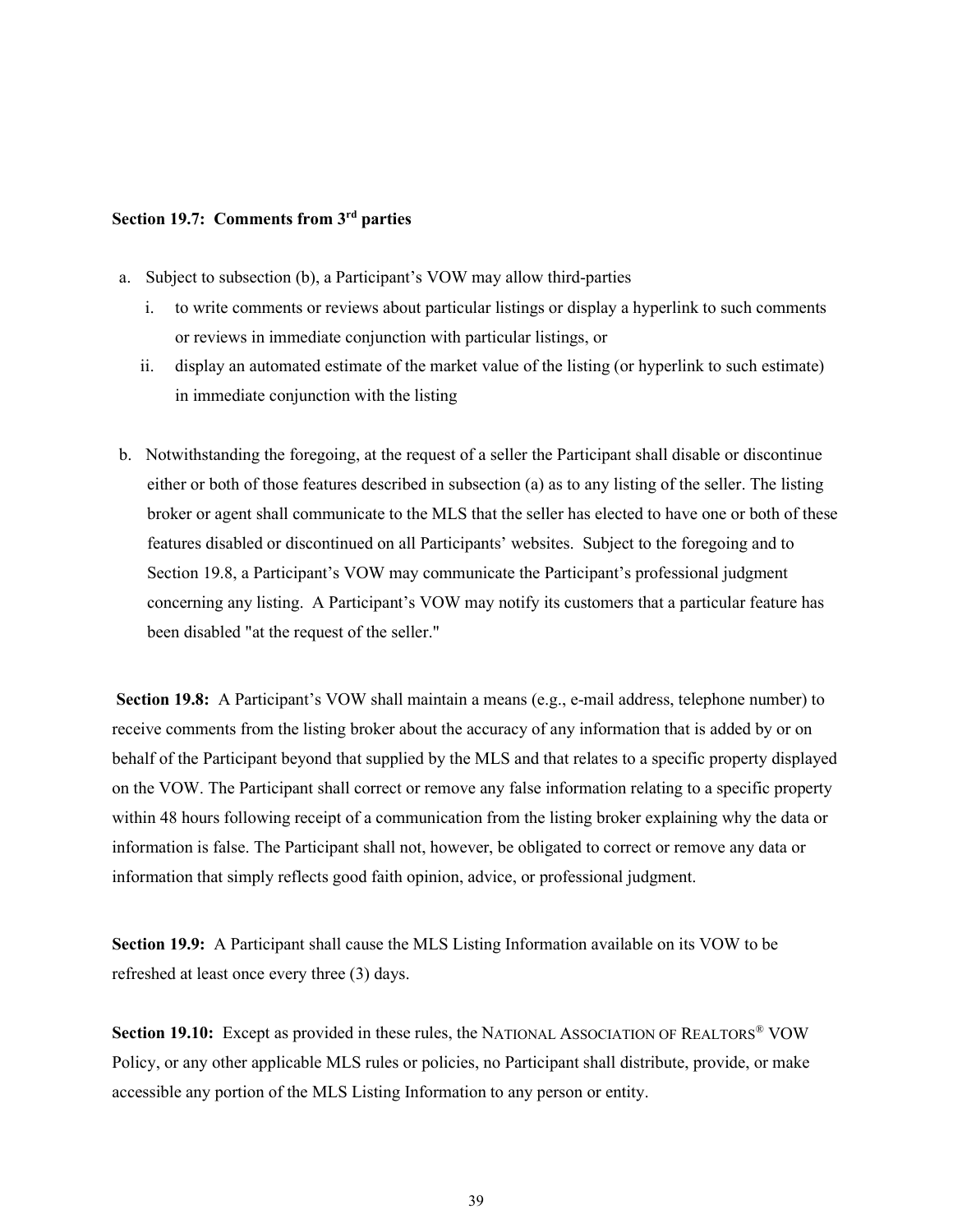**Section 19.7: Comments from 3rd parties**

a. Subject to subsection (b), a Participant's VOW may allow third-parties

   i. to write comments or reviews about particular listings or display a hyperlink to such comments or reviews in immediate conjunction with particular listings, or

   ii. display an automated estimate of the market value of the listing (or hyperlink to such estimate) in immediate conjunction with the listing

b. Notwithstanding the foregoing, at the request of a seller the Participant shall disable or discontinue either or both of those features described in subsection (a) as to any listing of the seller. The listing broker or agent shall communicate to the MLS that the seller has elected to have one or both of these features disabled or discontinued on all Participants' websites. Subject to the foregoing and to Section 19.8, a Participant's VOW may communicate the Participant's professional judgment concerning any listing. A Participant's VOW may notify its customers that a particular feature has been disabled "at the request of the seller."

**Section 19.8:** A Participant's VOW shall maintain a means (e.g., e-mail address, telephone number) to receive comments from the listing broker about the accuracy of any information that is added by or on behalf of the Participant beyond that supplied by the MLS and that relates to a specific property displayed on the VOW. The Participant shall correct or remove any false information relating to a specific property within 48 hours following receipt of a communication from the listing broker explaining why the data or information is false. The Participant shall not, however, be obligated to correct or remove any data or information that simply reflects good faith opinion, advice, or professional judgment.

**Section 19.9:** A Participant shall cause the MLS Listing Information available on its VOW to be refreshed at least once every three (3) days.

**Section 19.10:** Except as provided in these rules, the NATIONAL ASSOCIATION OF REALTORS® VOW Policy, or any other applicable MLS rules or policies, no Participant shall distribute, provide, or make accessible any portion of the MLS Listing Information to any person or entity.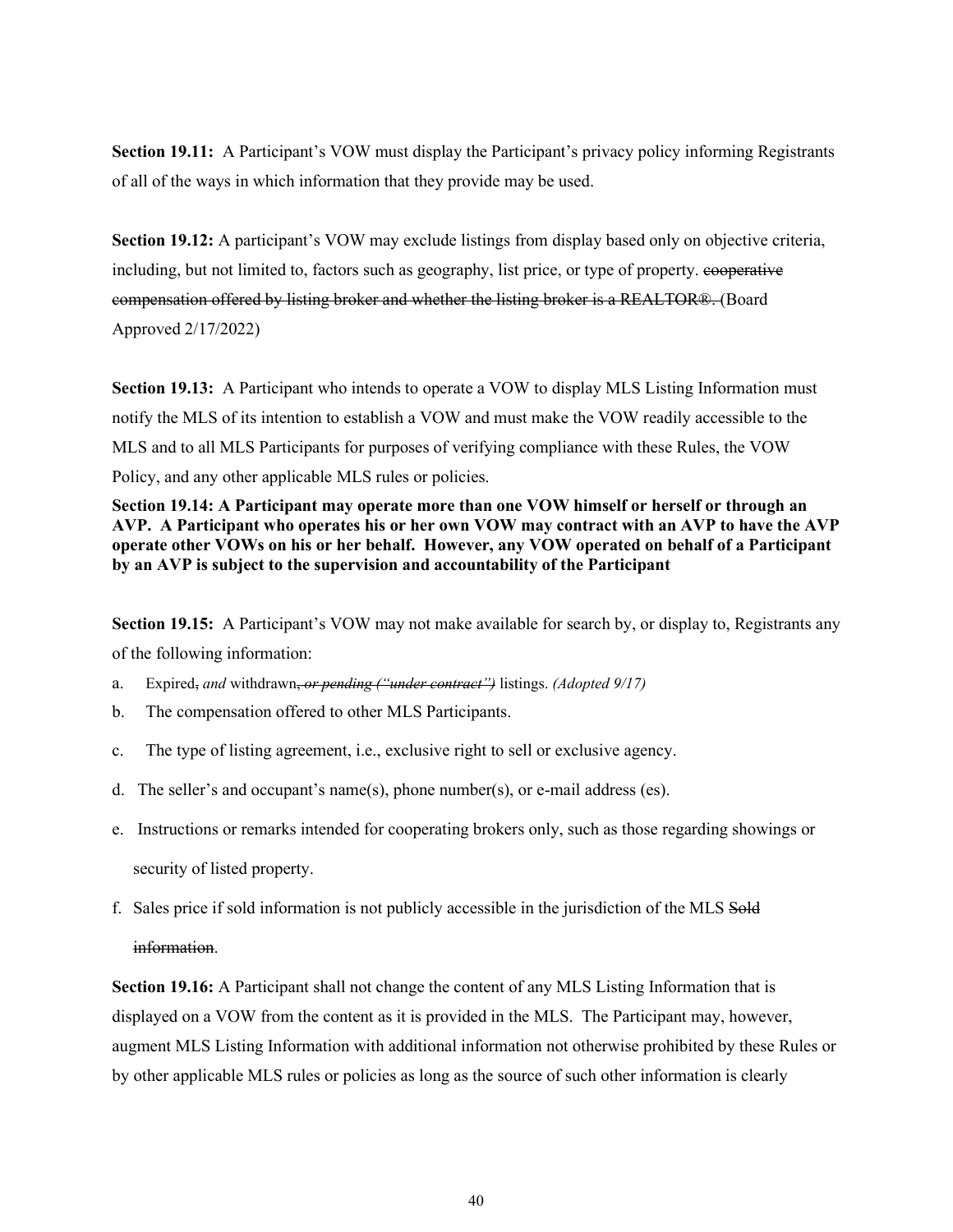**Section 19.11:** A Participant's VOW must display the Participant's privacy policy informing Registrants of all of the ways in which information that they provide may be used.

**Section 19.12:** A participant's VOW may exclude listings from display based only on objective criteria, including, but not limited to, factors such as geography, list price, or type of property. ~~cooperative compensation offered by listing broker and whether the listing broker is a REALTOR®.~~ (Board Approved 2/17/2022)

**Section 19.13:** A Participant who intends to operate a VOW to display MLS Listing Information must notify the MLS of its intention to establish a VOW and must make the VOW readily accessible to the MLS and to all MLS Participants for purposes of verifying compliance with these Rules, the VOW Policy, and any other applicable MLS rules or policies.

**Section 19.14: A Participant may operate more than one VOW himself or herself or through an AVP. A Participant who operates his or her own VOW may contract with an AVP to have the AVP operate other VOWs on his or her behalf. However, any VOW operated on behalf of a Participant by an AVP is subject to the supervision and accountability of the Participant**

**Section 19.15:** A Participant's VOW may not make available for search by, or display to, Registrants any of the following information:

a. Expired~~,~~ *and* withdrawn~~, *or pending ("under contract")*~~ listings. *(Adopted 9/17)*

b. The compensation offered to other MLS Participants.

c. The type of listing agreement, i.e., exclusive right to sell or exclusive agency.

d. The seller's and occupant's name(s), phone number(s), or e-mail address (es).

e. Instructions or remarks intended for cooperating brokers only, such as those regarding showings or security of listed property.

f. Sales price if sold information is not publicly accessible in the jurisdiction of the MLS ~~Sold information~~.

**Section 19.16:** A Participant shall not change the content of any MLS Listing Information that is displayed on a VOW from the content as it is provided in the MLS. The Participant may, however, augment MLS Listing Information with additional information not otherwise prohibited by these Rules or by other applicable MLS rules or policies as long as the source of such other information is clearly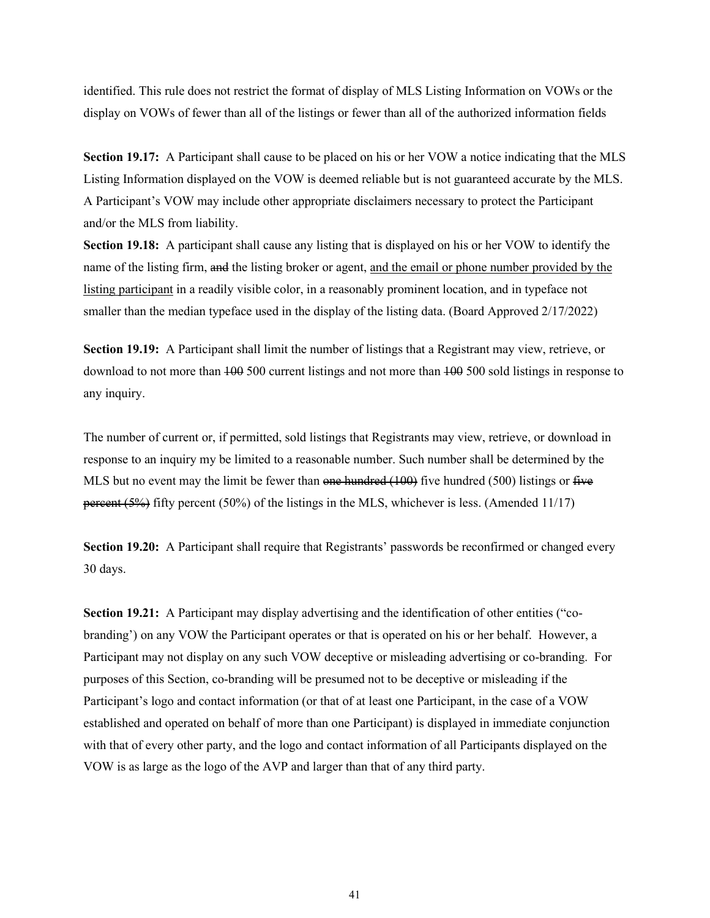identified. This rule does not restrict the format of display of MLS Listing Information on VOWs or the display on VOWs of fewer than all of the listings or fewer than all of the authorized information fields

**Section 19.17:** A Participant shall cause to be placed on his or her VOW a notice indicating that the MLS Listing Information displayed on the VOW is deemed reliable but is not guaranteed accurate by the MLS. A Participant's VOW may include other appropriate disclaimers necessary to protect the Participant and/or the MLS from liability.

**Section 19.18:** A participant shall cause any listing that is displayed on his or her VOW to identify the name of the listing firm, ~~and~~ the listing broker or agent, <u>and the email or phone number provided by the listing participant</u> in a readily visible color, in a reasonably prominent location, and in typeface not smaller than the median typeface used in the display of the listing data. (Board Approved 2/17/2022)

**Section 19.19:** A Participant shall limit the number of listings that a Registrant may view, retrieve, or download to not more than ~~100~~ 500 current listings and not more than ~~100~~ 500 sold listings in response to any inquiry.

The number of current or, if permitted, sold listings that Registrants may view, retrieve, or download in response to an inquiry my be limited to a reasonable number. Such number shall be determined by the MLS but no event may the limit be fewer than ~~one hundred (100)~~ five hundred (500) listings or ~~five percent (5%)~~ fifty percent (50%) of the listings in the MLS, whichever is less. (Amended 11/17)

**Section 19.20:** A Participant shall require that Registrants' passwords be reconfirmed or changed every 30 days.

**Section 19.21:** A Participant may display advertising and the identification of other entities ("co-branding') on any VOW the Participant operates or that is operated on his or her behalf. However, a Participant may not display on any such VOW deceptive or misleading advertising or co-branding. For purposes of this Section, co-branding will be presumed not to be deceptive or misleading if the Participant's logo and contact information (or that of at least one Participant, in the case of a VOW established and operated on behalf of more than one Participant) is displayed in immediate conjunction with that of every other party, and the logo and contact information of all Participants displayed on the VOW is as large as the logo of the AVP and larger than that of any third party.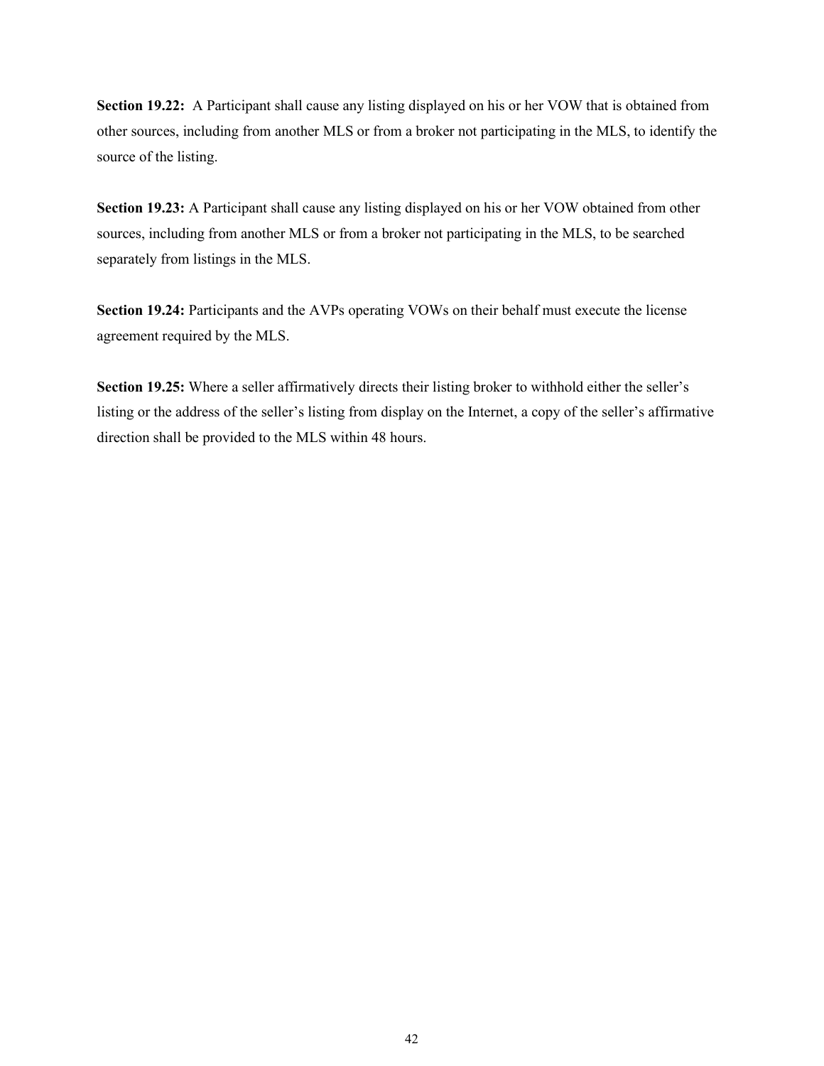**Section 19.22:** A Participant shall cause any listing displayed on his or her VOW that is obtained from other sources, including from another MLS or from a broker not participating in the MLS, to identify the source of the listing.

**Section 19.23:** A Participant shall cause any listing displayed on his or her VOW obtained from other sources, including from another MLS or from a broker not participating in the MLS, to be searched separately from listings in the MLS.

**Section 19.24:** Participants and the AVPs operating VOWs on their behalf must execute the license agreement required by the MLS.

**Section 19.25:** Where a seller affirmatively directs their listing broker to withhold either the seller's listing or the address of the seller's listing from display on the Internet, a copy of the seller's affirmative direction shall be provided to the MLS within 48 hours.